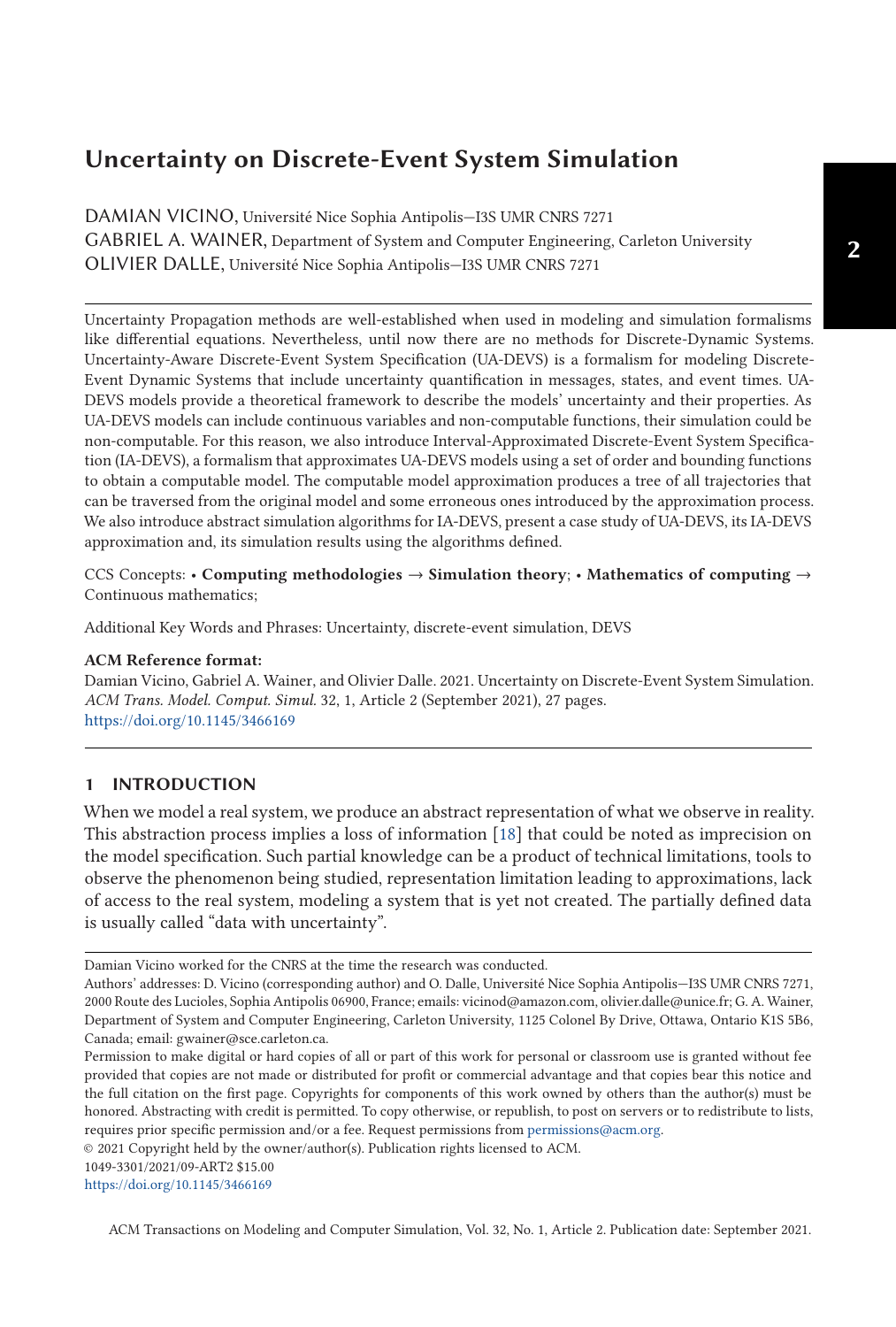# Uncertainty on Discrete-Event System Simulation

DAMIAN VICINO, Université Nice Sophia Antipolis—I3S UMR CNRS 7271
GABRIEL A. WAINER, Department of System and Computer Engineering, Carleton University
OLIVIER DALLE, Université Nice Sophia Antipolis—I3S UMR CNRS 7271

Uncertainty Propagation methods are well-established when used in modeling and simulation formalisms like differential equations. Nevertheless, until now there are no methods for Discrete-Dynamic Systems. Uncertainty-Aware Discrete-Event System Specification (UA-DEVS) is a formalism for modeling Discrete-Event Dynamic Systems that include uncertainty quantification in messages, states, and event times. UA-DEVS models provide a theoretical framework to describe the models' uncertainty and their properties. As UA-DEVS models can include continuous variables and non-computable functions, their simulation could be non-computable. For this reason, we also introduce Interval-Approximated Discrete-Event System Specification (IA-DEVS), a formalism that approximates UA-DEVS models using a set of order and bounding functions to obtain a computable model. The computable model approximation produces a tree of all trajectories that can be traversed from the original model and some erroneous ones introduced by the approximation process. We also introduce abstract simulation algorithms for IA-DEVS, present a case study of UA-DEVS, its IA-DEVS approximation and, its simulation results using the algorithms defined.

CCS Concepts: • **Computing methodologies → Simulation theory**; • **Mathematics of computing →** Continuous mathematics;

Additional Key Words and Phrases: Uncertainty, discrete-event simulation, DEVS

**ACM Reference format:**
Damian Vicino, Gabriel A. Wainer, and Olivier Dalle. 2021. Uncertainty on Discrete-Event System Simulation. *ACM Trans. Model. Comput. Simul.* 32, 1, Article 2 (September 2021), 27 pages.
https://doi.org/10.1145/3466169

## 1 INTRODUCTION

When we model a real system, we produce an abstract representation of what we observe in reality. This abstraction process implies a loss of information [18] that could be noted as imprecision on the model specification. Such partial knowledge can be a product of technical limitations, tools to observe the phenomenon being studied, representation limitation leading to approximations, lack of access to the real system, modeling a system that is yet not created. The partially defined data is usually called "data with uncertainty".

---

Damian Vicino worked for the CNRS at the time the research was conducted.

Authors' addresses: D. Vicino (corresponding author) and O. Dalle, Université Nice Sophia Antipolis—I3S UMR CNRS 7271, 2000 Route des Lucioles, Sophia Antipolis 06900, France; emails: vicinod@amazon.com, olivier.dalle@unice.fr; G. A. Wainer, Department of System and Computer Engineering, Carleton University, 1125 Colonel By Drive, Ottawa, Ontario K1S 5B6, Canada; email: gwainer@sce.carleton.ca.

Permission to make digital or hard copies of all or part of this work for personal or classroom use is granted without fee provided that copies are not made or distributed for profit or commercial advantage and that copies bear this notice and the full citation on the first page. Copyrights for components of this work owned by others than the author(s) must be honored. Abstracting with credit is permitted. To copy otherwise, or republish, to post on servers or to redistribute to lists, requires prior specific permission and/or a fee. Request permissions from permissions@acm.org.

© 2021 Copyright held by the owner/author(s). Publication rights licensed to ACM.
1049-3301/2021/09-ART2 $15.00
https://doi.org/10.1145/3466169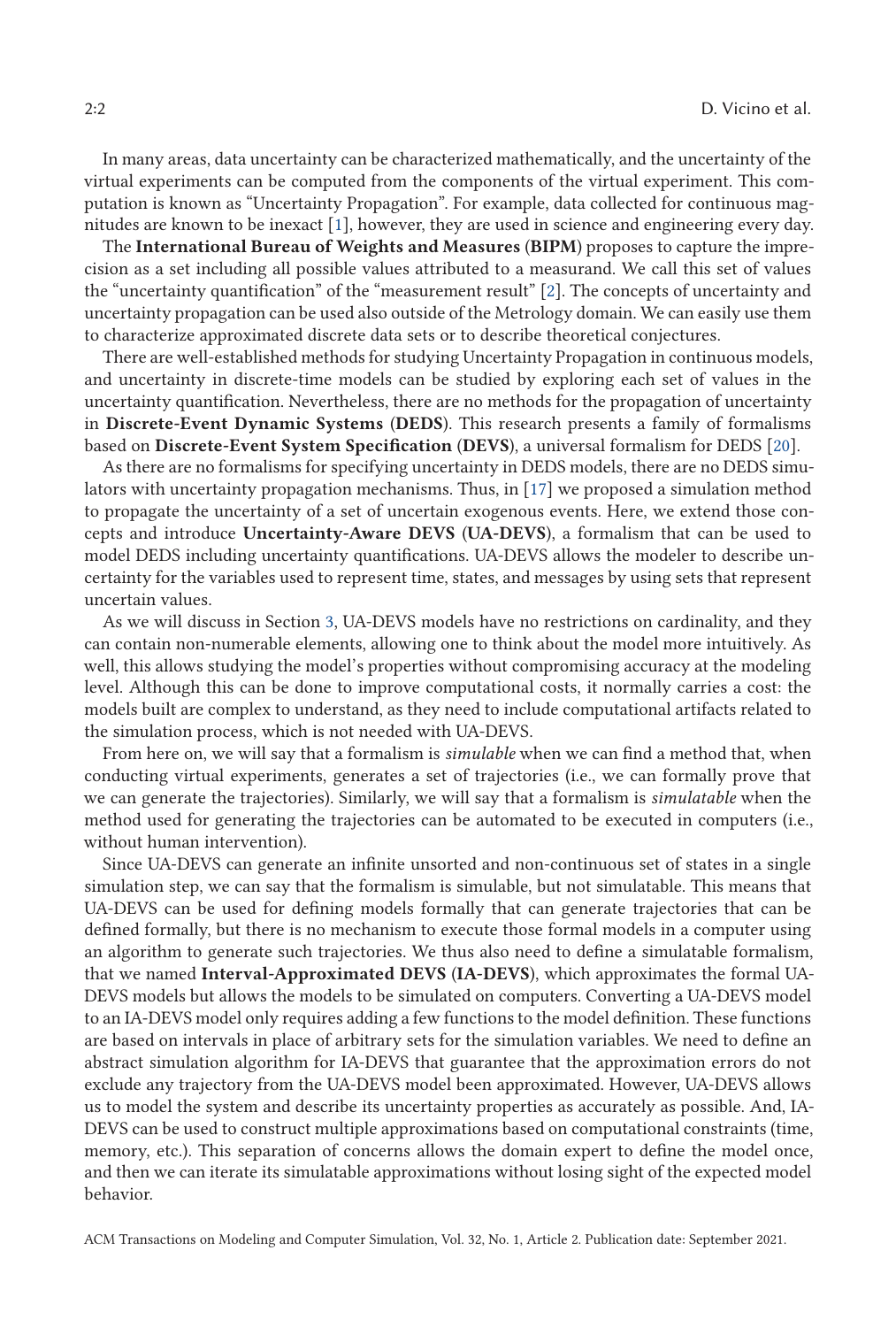In many areas, data uncertainty can be characterized mathematically, and the uncertainty of the virtual experiments can be computed from the components of the virtual experiment. This computation is known as "Uncertainty Propagation". For example, data collected for continuous magnitudes are known to be inexact [1], however, they are used in science and engineering every day.

The **International Bureau of Weights and Measures (BIPM)** proposes to capture the imprecision as a set including all possible values attributed to a measurand. We call this set of values the "uncertainty quantification" of the "measurement result" [2]. The concepts of uncertainty and uncertainty propagation can be used also outside of the Metrology domain. We can easily use them to characterize approximated discrete data sets or to describe theoretical conjectures.

There are well-established methods for studying Uncertainty Propagation in continuous models, and uncertainty in discrete-time models can be studied by exploring each set of values in the uncertainty quantification. Nevertheless, there are no methods for the propagation of uncertainty in **Discrete-Event Dynamic Systems (DEDS)**. This research presents a family of formalisms based on **Discrete-Event System Specification (DEVS)**, a universal formalism for DEDS [20].

As there are no formalisms for specifying uncertainty in DEDS models, there are no DEDS simulators with uncertainty propagation mechanisms. Thus, in [17] we proposed a simulation method to propagate the uncertainty of a set of uncertain exogenous events. Here, we extend those concepts and introduce **Uncertainty-Aware DEVS (UA-DEVS)**, a formalism that can be used to model DEDS including uncertainty quantifications. UA-DEVS allows the modeler to describe uncertainty for the variables used to represent time, states, and messages by using sets that represent uncertain values.

As we will discuss in Section 3, UA-DEVS models have no restrictions on cardinality, and they can contain non-numerable elements, allowing one to think about the model more intuitively. As well, this allows studying the model's properties without compromising accuracy at the modeling level. Although this can be done to improve computational costs, it normally carries a cost: the models built are complex to understand, as they need to include computational artifacts related to the simulation process, which is not needed with UA-DEVS.

From here on, we will say that a formalism is *simulable* when we can find a method that, when conducting virtual experiments, generates a set of trajectories (i.e., we can formally prove that we can generate the trajectories). Similarly, we will say that a formalism is *simulatable* when the method used for generating the trajectories can be automated to be executed in computers (i.e., without human intervention).

Since UA-DEVS can generate an infinite unsorted and non-continuous set of states in a single simulation step, we can say that the formalism is simulable, but not simulatable. This means that UA-DEVS can be used for defining models formally that can generate trajectories that can be defined formally, but there is no mechanism to execute those formal models in a computer using an algorithm to generate such trajectories. We thus also need to define a simulatable formalism, that we named **Interval-Approximated DEVS (IA-DEVS)**, which approximates the formal UA-DEVS models but allows the models to be simulated on computers. Converting a UA-DEVS model to an IA-DEVS model only requires adding a few functions to the model definition. These functions are based on intervals in place of arbitrary sets for the simulation variables. We need to define an abstract simulation algorithm for IA-DEVS that guarantee that the approximation errors do not exclude any trajectory from the UA-DEVS model been approximated. However, UA-DEVS allows us to model the system and describe its uncertainty properties as accurately as possible. And, IA-DEVS can be used to construct multiple approximations based on computational constraints (time, memory, etc.). This separation of concerns allows the domain expert to define the model once, and then we can iterate its simulatable approximations without losing sight of the expected model behavior.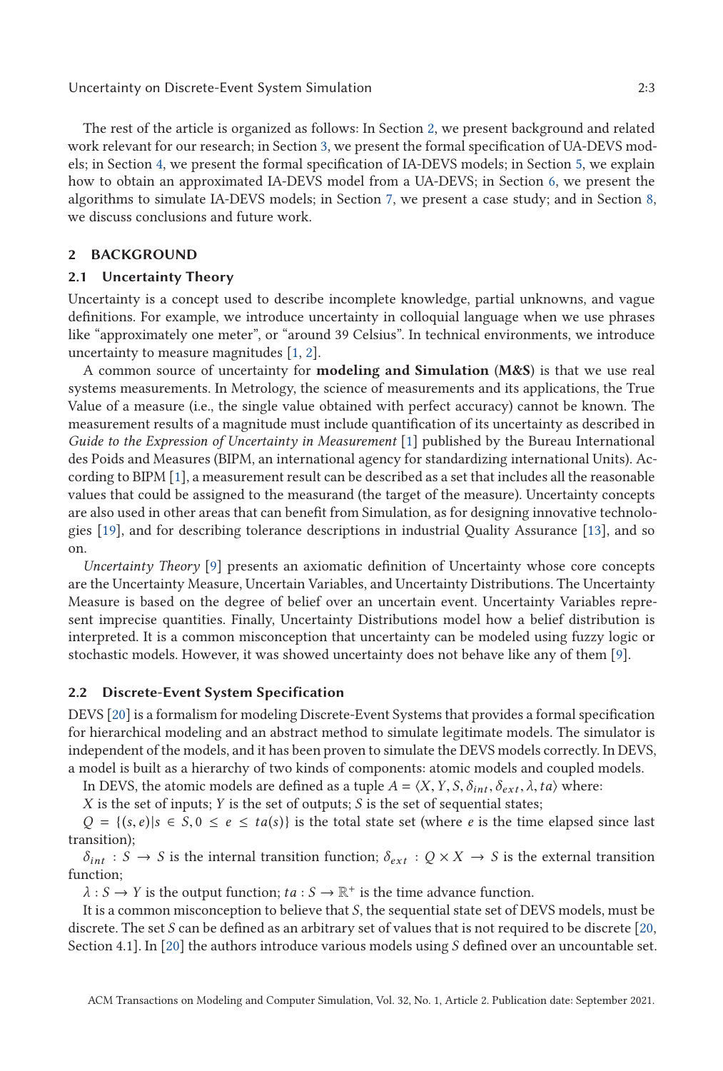The rest of the article is organized as follows: In Section 2, we present background and related work relevant for our research; in Section 3, we present the formal specification of UA-DEVS models; in Section 4, we present the formal specification of IA-DEVS models; in Section 5, we explain how to obtain an approximated IA-DEVS model from a UA-DEVS; in Section 6, we present the algorithms to simulate IA-DEVS models; in Section 7, we present a case study; and in Section 8, we discuss conclusions and future work.

## 2 BACKGROUND

### 2.1 Uncertainty Theory

Uncertainty is a concept used to describe incomplete knowledge, partial unknowns, and vague definitions. For example, we introduce uncertainty in colloquial language when we use phrases like "approximately one meter", or "around 39 Celsius". In technical environments, we introduce uncertainty to measure magnitudes [1, 2].

A common source of uncertainty for **modeling and Simulation** (**M&S**) is that we use real systems measurements. In Metrology, the science of measurements and its applications, the True Value of a measure (i.e., the single value obtained with perfect accuracy) cannot be known. The measurement results of a magnitude must include quantification of its uncertainty as described in *Guide to the Expression of Uncertainty in Measurement* [1] published by the Bureau International des Poids and Measures (BIPM, an international agency for standardizing international Units). According to BIPM [1], a measurement result can be described as a set that includes all the reasonable values that could be assigned to the measurand (the target of the measure). Uncertainty concepts are also used in other areas that can benefit from Simulation, as for designing innovative technologies [19], and for describing tolerance descriptions in industrial Quality Assurance [13], and so on.

*Uncertainty Theory* [9] presents an axiomatic definition of Uncertainty whose core concepts are the Uncertainty Measure, Uncertain Variables, and Uncertainty Distributions. The Uncertainty Measure is based on the degree of belief over an uncertain event. Uncertainty Variables represent imprecise quantities. Finally, Uncertainty Distributions model how a belief distribution is interpreted. It is a common misconception that uncertainty can be modeled using fuzzy logic or stochastic models. However, it was showed uncertainty does not behave like any of them [9].

### 2.2 Discrete-Event System Specification

DEVS [20] is a formalism for modeling Discrete-Event Systems that provides a formal specification for hierarchical modeling and an abstract method to simulate legitimate models. The simulator is independent of the models, and it has been proven to simulate the DEVS models correctly. In DEVS, a model is built as a hierarchy of two kinds of components: atomic models and coupled models.

In DEVS, the atomic models are defined as a tuple $A = \langle X, Y, S, \delta_{int}, \delta_{ext}, \lambda, ta \rangle$ where:

$X$ is the set of inputs; $Y$ is the set of outputs; $S$ is the set of sequential states;

$Q = \{(s, e) | s \in S, 0 \leq e \leq ta(s)\}$ is the total state set (where $e$ is the time elapsed since last transition);

$\delta_{int} : S \rightarrow S$ is the internal transition function; $\delta_{ext} : Q \times X \rightarrow S$ is the external transition function;

$\lambda : S \rightarrow Y$ is the output function; $ta : S \rightarrow \mathbb{R}^+$ is the time advance function.

It is a common misconception to believe that $S$, the sequential state set of DEVS models, must be discrete. The set $S$ can be defined as an arbitrary set of values that is not required to be discrete [20, Section 4.1]. In [20] the authors introduce various models using $S$ defined over an uncountable set.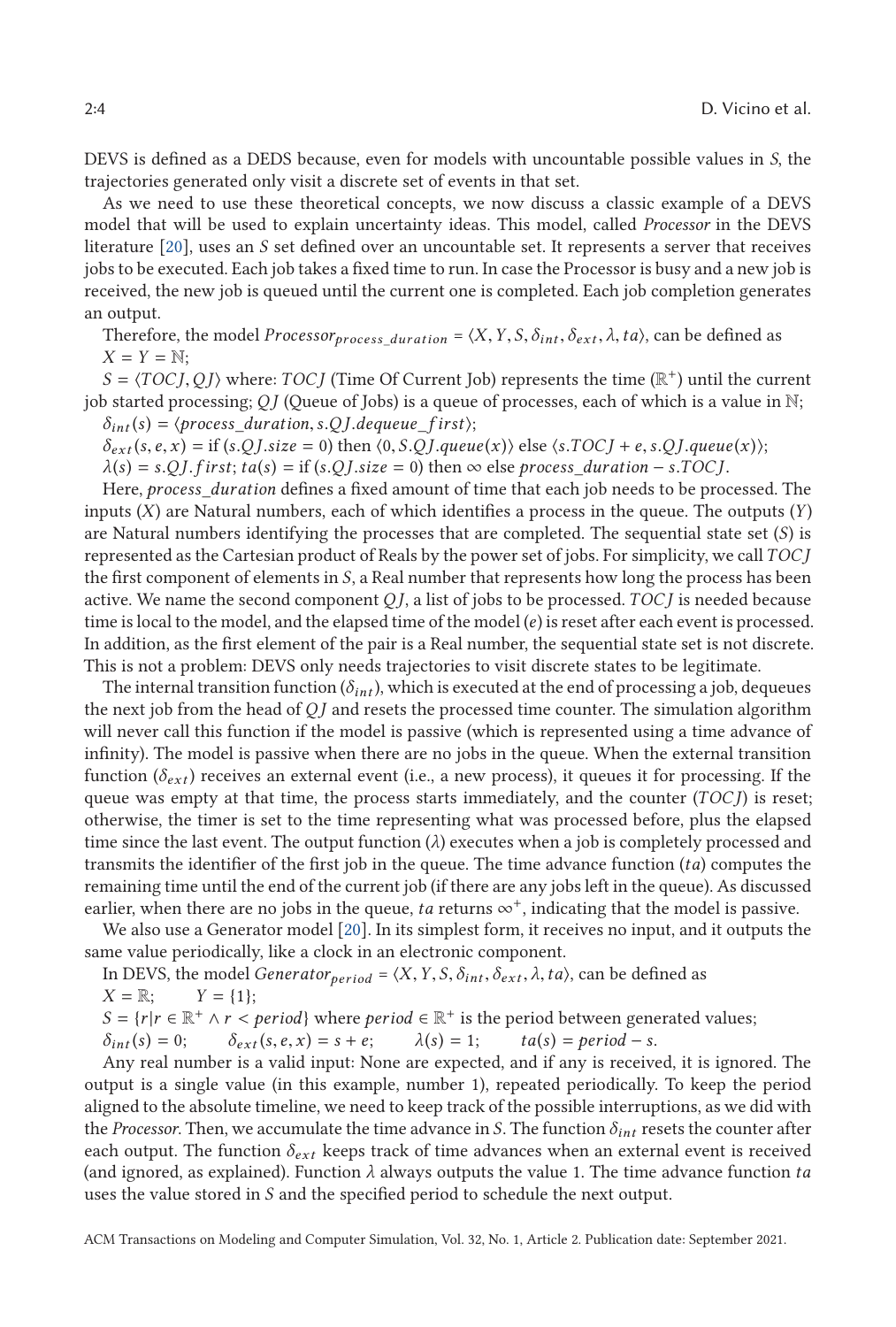DEVS is defined as a DEDS because, even for models with uncountable possible values in $S$, the trajectories generated only visit a discrete set of events in that set.

As we need to use these theoretical concepts, we now discuss a classic example of a DEVS model that will be used to explain uncertainty ideas. This model, called *Processor* in the DEVS literature [20], uses an $S$ set defined over an uncountable set. It represents a server that receives jobs to be executed. Each job takes a fixed time to run. In case the Processor is busy and a new job is received, the new job is queued until the current one is completed. Each job completion generates an output.

Therefore, the model $Processor_{process\_duration} = \langle X, Y, S, \delta_{int}, \delta_{ext}, \lambda, ta \rangle$, can be defined as

$X = Y = \mathbb{N}$;

$S = \langle TOCJ, QJ \rangle$ where: $TOCJ$ (Time Of Current Job) represents the time ($\mathbb{R}^+$) until the current job started processing; $QJ$ (Queue of Jobs) is a queue of processes, each of which is a value in $\mathbb{N}$;

$\delta_{int}(s) = \langle process\_duration, s.QJ.dequeue\_first \rangle$;

$\delta_{ext}(s, e, x) = \text{if } (s.QJ.size = 0) \text{ then } \langle 0, S.QJ.queue(x) \rangle \text{ else } \langle s.TOCJ + e, s.QJ.queue(x) \rangle$;

$\lambda(s) = s.QJ.first$; $ta(s) = \text{if } (s.QJ.size = 0) \text{ then } \infty \text{ else } process\_duration - s.TOCJ$.

Here, $process\_duration$ defines a fixed amount of time that each job needs to be processed. The inputs ($X$) are Natural numbers, each of which identifies a process in the queue. The outputs ($Y$) are Natural numbers identifying the processes that are completed. The sequential state set ($S$) is represented as the Cartesian product of Reals by the power set of jobs. For simplicity, we call $TOCJ$ the first component of elements in $S$, a Real number that represents how long the process has been active. We name the second component $QJ$, a list of jobs to be processed. $TOCJ$ is needed because time is local to the model, and the elapsed time of the model ($e$) is reset after each event is processed. In addition, as the first element of the pair is a Real number, the sequential state set is not discrete. This is not a problem: DEVS only needs trajectories to visit discrete states to be legitimate.

The internal transition function ($\delta_{int}$), which is executed at the end of processing a job, dequeues the next job from the head of $QJ$ and resets the processed time counter. The simulation algorithm will never call this function if the model is passive (which is represented using a time advance of infinity). The model is passive when there are no jobs in the queue. When the external transition function ($\delta_{ext}$) receives an external event (i.e., a new process), it queues it for processing. If the queue was empty at that time, the process starts immediately, and the counter ($TOCJ$) is reset; otherwise, the timer is set to the time representing what was processed before, plus the elapsed time since the last event. The output function ($\lambda$) executes when a job is completely processed and transmits the identifier of the first job in the queue. The time advance function ($ta$) computes the remaining time until the end of the current job (if there are any jobs left in the queue). As discussed earlier, when there are no jobs in the queue, $ta$ returns $\infty^+$, indicating that the model is passive.

We also use a Generator model [20]. In its simplest form, it receives no input, and it outputs the same value periodically, like a clock in an electronic component.

In DEVS, the model $Generator_{period} = \langle X, Y, S, \delta_{int}, \delta_{ext}, \lambda, ta \rangle$, can be defined as

$X = \mathbb{R}$; $\quad Y = \{1\}$;

$S = \{r | r \in \mathbb{R}^+ \wedge r < period\}$ where $period \in \mathbb{R}^+$ is the period between generated values;

$\delta_{int}(s) = 0$; $\quad \delta_{ext}(s, e, x) = s + e$; $\quad \lambda(s) = 1$; $\quad ta(s) = period - s$.

Any real number is a valid input: None are expected, and if any is received, it is ignored. The output is a single value (in this example, number 1), repeated periodically. To keep the period aligned to the absolute timeline, we need to keep track of the possible interruptions, as we did with the *Processor*. Then, we accumulate the time advance in $S$. The function $\delta_{int}$ resets the counter after each output. The function $\delta_{ext}$ keeps track of time advances when an external event is received (and ignored, as explained). Function $\lambda$ always outputs the value 1. The time advance function $ta$ uses the value stored in $S$ and the specified period to schedule the next output.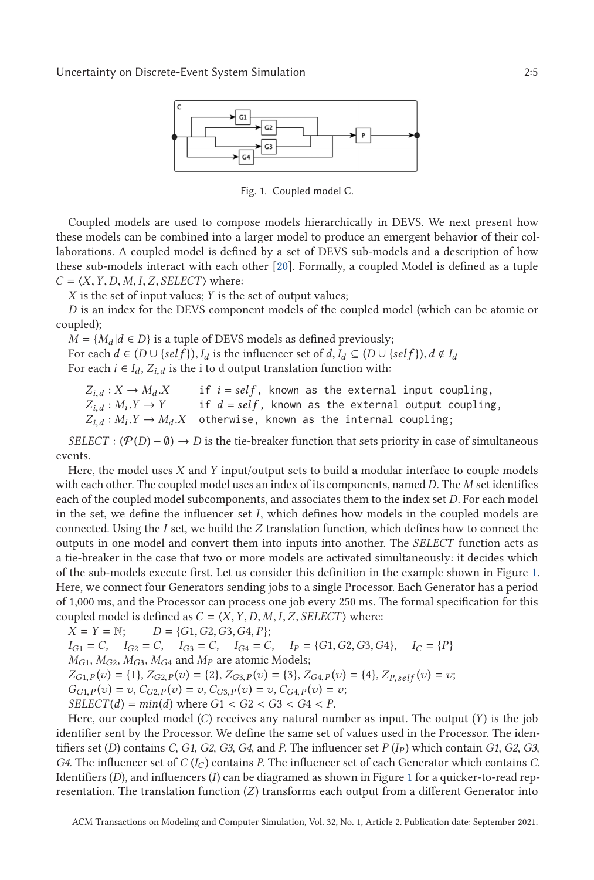Fig. 1. Coupled model C.

Coupled models are used to compose models hierarchically in DEVS. We next present how these models can be combined into a larger model to produce an emergent behavior of their collaborations. A coupled model is defined by a set of DEVS sub-models and a description of how these sub-models interact with each other [20]. Formally, a coupled Model is defined as a tuple $C = \langle X, Y, D, M, I, Z, SELECT \rangle$ where:

$X$ is the set of input values; $Y$ is the set of output values;

$D$ is an index for the DEVS component models of the coupled model (which can be atomic or coupled);

$M = \{M_d | d \in D\}$ is a tuple of DEVS models as defined previously;

For each $d \in (D \cup \{self\}), I_d$ is the influencer set of $d$, $I_d \subseteq (D \cup \{self\}), d \notin I_d$

For each $i \in I_d$, $Z_{i,d}$ is the i to d output translation function with:

$Z_{i,d} : X \rightarrow M_d.X$ `if` $i = self$`, known as the external input coupling,`
$Z_{i,d} : M_i.Y \rightarrow Y$ `if` $d = self$`, known as the external output coupling,`
$Z_{i,d} : M_i.Y \rightarrow M_d.X$ `otherwise, known as the internal coupling;`

$SELECT : (\mathcal{P}(D) - \emptyset) \rightarrow D$ is the tie-breaker function that sets priority in case of simultaneous events.

Here, the model uses $X$ and $Y$ input/output sets to build a modular interface to couple models with each other. The coupled model uses an index of its components, named $D$. The $M$ set identifies each of the coupled model subcomponents, and associates them to the index set $D$. For each model in the set, we define the influencer set $I$, which defines how models in the coupled models are connected. Using the $I$ set, we build the $Z$ translation function, which defines how to connect the outputs in one model and convert them into inputs into another. The $SELECT$ function acts as a tie-breaker in the case that two or more models are activated simultaneously: it decides which of the sub-models execute first. Let us consider this definition in the example shown in Figure 1. Here, we connect four Generators sending jobs to a single Processor. Each Generator has a period of 1,000 ms, and the Processor can process one job every 250 ms. The formal specification for this coupled model is defined as $C = \langle X, Y, D, M, I, Z, SELECT \rangle$ where:

$X = Y = \mathbb{N}$; $\quad D = \{G1, G2, G3, G4, P\}$;

$I_{G1} = C$, $\quad I_{G2} = C$, $\quad I_{G3} = C$, $\quad I_{G4} = C$, $\quad I_P = \{G1, G2, G3, G4\}$, $\quad I_C = \{P\}$

$M_{G1}$, $M_{G2}$, $M_{G3}$, $M_{G4}$ and $M_P$ are atomic Models;

$Z_{G1,P}(v) = \{1\}$, $Z_{G2,P}(v) = \{2\}$, $Z_{G3,P}(v) = \{3\}$, $Z_{G4,P}(v) = \{4\}$, $Z_{P,self}(v) = v$;

$G_{G1,P}(v) = v$, $C_{G2,P}(v) = v$, $C_{G3,P}(v) = v$, $C_{G4,P}(v) = v$;

$SELECT(d) = min(d)$ where $G1 < G2 < G3 < G4 < P$.

Here, our coupled model ($C$) receives any natural number as input. The output ($Y$) is the job identifier sent by the Processor. We define the same set of values used in the Processor. The identifiers set ($D$) contains $C$, $G1$, $G2$, $G3$, $G4$, and $P$. The influencer set $P$ ($I_P$) which contain $G1$, $G2$, $G3$, $G4$. The influencer set of $C$ ($I_C$) contains $P$. The influencer set of each Generator which contains $C$. Identifiers ($D$), and influencers ($I$) can be diagramed as shown in Figure 1 for a quicker-to-read representation. The translation function ($Z$) transforms each output from a different Generator into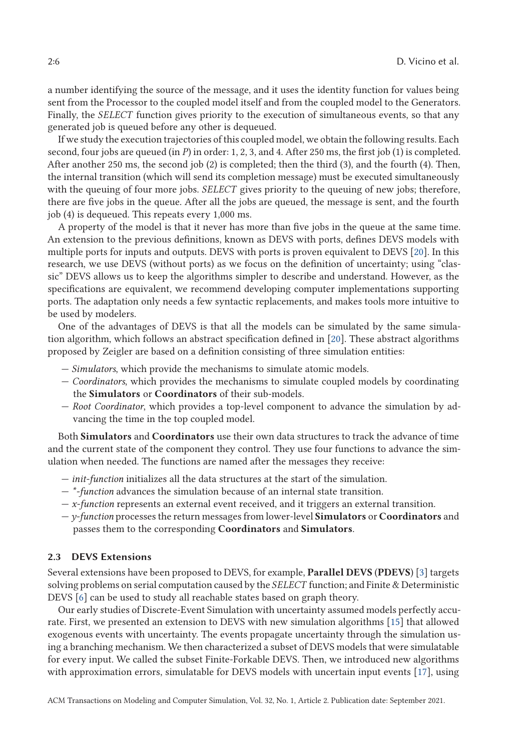a number identifying the source of the message, and it uses the identity function for values being sent from the Processor to the coupled model itself and from the coupled model to the Generators. Finally, the *SELECT* function gives priority to the execution of simultaneous events, so that any generated job is queued before any other is dequeued.

If we study the execution trajectories of this coupled model, we obtain the following results. Each second, four jobs are queued (in *P*) in order: 1, 2, 3, and 4. After 250 ms, the first job (1) is completed. After another 250 ms, the second job (2) is completed; then the third (3), and the fourth (4). Then, the internal transition (which will send its completion message) must be executed simultaneously with the queuing of four more jobs. *SELECT* gives priority to the queuing of new jobs; therefore, there are five jobs in the queue. After all the jobs are queued, the message is sent, and the fourth job (4) is dequeued. This repeats every 1,000 ms.

A property of the model is that it never has more than five jobs in the queue at the same time. An extension to the previous definitions, known as DEVS with ports, defines DEVS models with multiple ports for inputs and outputs. DEVS with ports is proven equivalent to DEVS [20]. In this research, we use DEVS (without ports) as we focus on the definition of uncertainty; using "classic" DEVS allows us to keep the algorithms simpler to describe and understand. However, as the specifications are equivalent, we recommend developing computer implementations supporting ports. The adaptation only needs a few syntactic replacements, and makes tools more intuitive to be used by modelers.

One of the advantages of DEVS is that all the models can be simulated by the same simulation algorithm, which follows an abstract specification defined in [20]. These abstract algorithms proposed by Zeigler are based on a definition consisting of three simulation entities:

- *Simulators*, which provide the mechanisms to simulate atomic models.
- *Coordinators*, which provides the mechanisms to simulate coupled models by coordinating the **Simulators** or **Coordinators** of their sub-models.
- *Root Coordinator*, which provides a top-level component to advance the simulation by advancing the time in the top coupled model.

Both **Simulators** and **Coordinators** use their own data structures to track the advance of time and the current state of the component they control. They use four functions to advance the simulation when needed. The functions are named after the messages they receive:

- *init-function* initializes all the data structures at the start of the simulation.
- *\*-function* advances the simulation because of an internal state transition.
- *x-function* represents an external event received, and it triggers an external transition.
- *y-function* processes the return messages from lower-level **Simulators** or **Coordinators** and passes them to the corresponding **Coordinators** and **Simulators**.

### 2.3 DEVS Extensions

Several extensions have been proposed to DEVS, for example, **Parallel DEVS (PDEVS)** [3] targets solving problems on serial computation caused by the *SELECT* function; and Finite & Deterministic DEVS [6] can be used to study all reachable states based on graph theory.

Our early studies of Discrete-Event Simulation with uncertainty assumed models perfectly accurate. First, we presented an extension to DEVS with new simulation algorithms [15] that allowed exogenous events with uncertainty. The events propagate uncertainty through the simulation using a branching mechanism. We then characterized a subset of DEVS models that were simulatable for every input. We called the subset Finite-Forkable DEVS. Then, we introduced new algorithms with approximation errors, simulatable for DEVS models with uncertain input events [17], using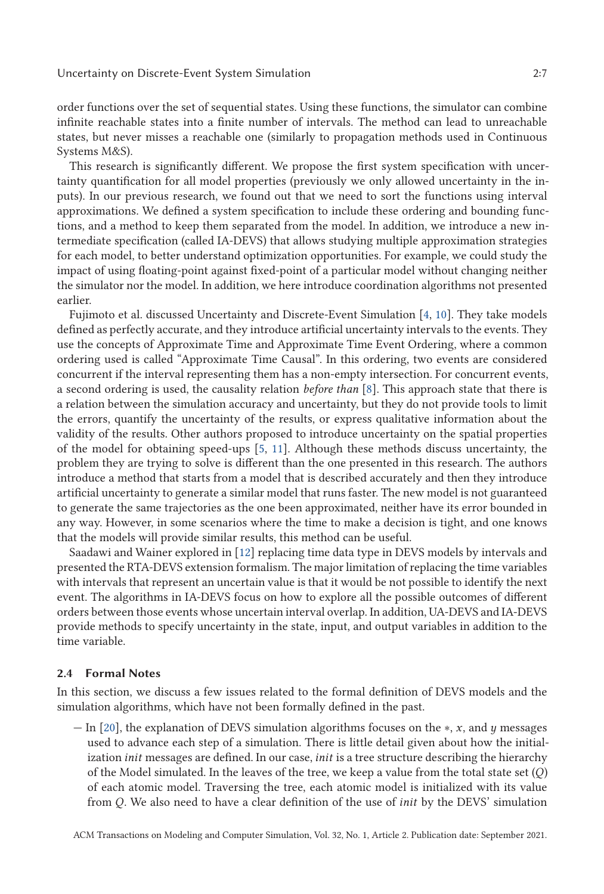order functions over the set of sequential states. Using these functions, the simulator can combine infinite reachable states into a finite number of intervals. The method can lead to unreachable states, but never misses a reachable one (similarly to propagation methods used in Continuous Systems M&S).

This research is significantly different. We propose the first system specification with uncertainty quantification for all model properties (previously we only allowed uncertainty in the inputs). In our previous research, we found out that we need to sort the functions using interval approximations. We defined a system specification to include these ordering and bounding functions, and a method to keep them separated from the model. In addition, we introduce a new intermediate specification (called IA-DEVS) that allows studying multiple approximation strategies for each model, to better understand optimization opportunities. For example, we could study the impact of using floating-point against fixed-point of a particular model without changing neither the simulator nor the model. In addition, we here introduce coordination algorithms not presented earlier.

Fujimoto et al. discussed Uncertainty and Discrete-Event Simulation [4, 10]. They take models defined as perfectly accurate, and they introduce artificial uncertainty intervals to the events. They use the concepts of Approximate Time and Approximate Time Event Ordering, where a common ordering used is called "Approximate Time Causal". In this ordering, two events are considered concurrent if the interval representing them has a non-empty intersection. For concurrent events, a second ordering is used, the causality relation *before than* [8]. This approach state that there is a relation between the simulation accuracy and uncertainty, but they do not provide tools to limit the errors, quantify the uncertainty of the results, or express qualitative information about the validity of the results. Other authors proposed to introduce uncertainty on the spatial properties of the model for obtaining speed-ups [5, 11]. Although these methods discuss uncertainty, the problem they are trying to solve is different than the one presented in this research. The authors introduce a method that starts from a model that is described accurately and then they introduce artificial uncertainty to generate a similar model that runs faster. The new model is not guaranteed to generate the same trajectories as the one been approximated, neither have its error bounded in any way. However, in some scenarios where the time to make a decision is tight, and one knows that the models will provide similar results, this method can be useful.

Saadawi and Wainer explored in [12] replacing time data type in DEVS models by intervals and presented the RTA-DEVS extension formalism. The major limitation of replacing the time variables with intervals that represent an uncertain value is that it would be not possible to identify the next event. The algorithms in IA-DEVS focus on how to explore all the possible outcomes of different orders between those events whose uncertain interval overlap. In addition, UA-DEVS and IA-DEVS provide methods to specify uncertainty in the state, input, and output variables in addition to the time variable.

### 2.4 Formal Notes

In this section, we discuss a few issues related to the formal definition of DEVS models and the simulation algorithms, which have not been formally defined in the past.

- In [20], the explanation of DEVS simulation algorithms focuses on the $*$, $x$, and $y$ messages used to advance each step of a simulation. There is little detail given about how the initialization *init* messages are defined. In our case, *init* is a tree structure describing the hierarchy of the Model simulated. In the leaves of the tree, we keep a value from the total state set ($Q$) of each atomic model. Traversing the tree, each atomic model is initialized with its value from $Q$. We also need to have a clear definition of the use of *init* by the DEVS' simulation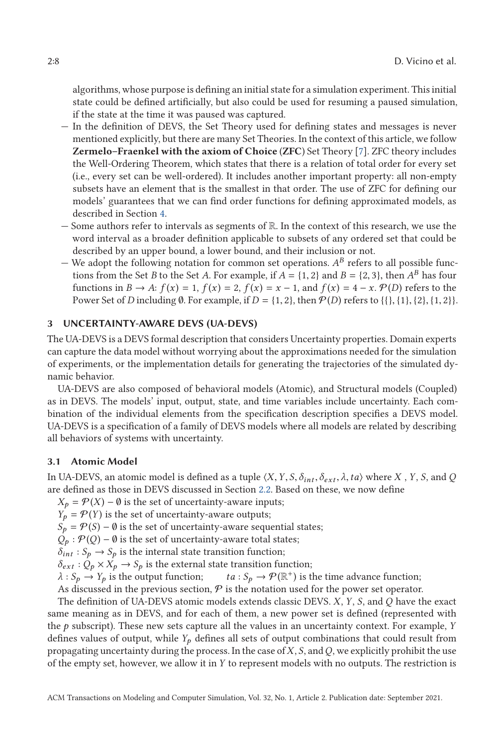algorithms, whose purpose is defining an initial state for a simulation experiment. This initial state could be defined artificially, but also could be used for resuming a paused simulation, if the state at the time it was paused was captured.

- In the definition of DEVS, the Set Theory used for defining states and messages is never mentioned explicitly, but there are many Set Theories. In the context of this article, we follow **Zermelo–Fraenkel with the axiom of Choice (ZFC)** Set Theory [7]. ZFC theory includes the Well-Ordering Theorem, which states that there is a relation of total order for every set (i.e., every set can be well-ordered). It includes another important property: all non-empty subsets have an element that is the smallest in that order. The use of ZFC for defining our models' guarantees that we can find order functions for defining approximated models, as described in Section 4.
- Some authors refer to intervals as segments of $\mathbb{R}$. In the context of this research, we use the word interval as a broader definition applicable to subsets of any ordered set that could be described by an upper bound, a lower bound, and their inclusion or not.
- We adopt the following notation for common set operations. $A^B$ refers to all possible functions from the Set $B$ to the Set $A$. For example, if $A = \{1, 2\}$ and $B = \{2, 3\}$, then $A^B$ has four functions in $B \to A$: $f(x) = 1$, $f(x) = 2$, $f(x) = x - 1$, and $f(x) = 4 - x$. $\mathcal{P}(D)$ refers to the Power Set of $D$ including $\emptyset$. For example, if $D = \{1, 2\}$, then $\mathcal{P}(D)$ refers to $\{\{\}, \{1\}, \{2\}, \{1, 2\}\}$.

## 3 UNCERTAINTY-AWARE DEVS (UA-DEVS)

The UA-DEVS is a DEVS formal description that considers Uncertainty properties. Domain experts can capture the data model without worrying about the approximations needed for the simulation of experiments, or the implementation details for generating the trajectories of the simulated dynamic behavior.

UA-DEVS are also composed of behavioral models (Atomic), and Structural models (Coupled) as in DEVS. The models' input, output, state, and time variables include uncertainty. Each combination of the individual elements from the specification description specifies a DEVS model. UA-DEVS is a specification of a family of DEVS models where all models are related by describing all behaviors of systems with uncertainty.

### 3.1 Atomic Model

In UA-DEVS, an atomic model is defined as a tuple $\langle X, Y, S, \delta_{int}, \delta_{ext}, \lambda, ta \rangle$ where $X$ , $Y$, $S$, and $Q$ are defined as those in DEVS discussed in Section 2.2. Based on these, we now define

$X_p = \mathcal{P}(X) - \emptyset$ is the set of uncertainty-aware inputs;

$Y_p = \mathcal{P}(Y)$ is the set of uncertainty-aware outputs;

$S_p = \mathcal{P}(S) - \emptyset$ is the set of uncertainty-aware sequential states;

$Q_p : \mathcal{P}(Q) - \emptyset$ is the set of uncertainty-aware total states;

$\delta_{int} : S_p \to S_p$ is the internal state transition function;

$\delta_{ext} : Q_p \times X_p \to S_p$ is the external state transition function;

$\lambda : S_p \to Y_p$ is the output function; $ta : S_p \to \mathcal{P}(\mathbb{R}^+)$ is the time advance function;

As discussed in the previous section, $\mathcal{P}$ is the notation used for the power set operator.

The definition of UA-DEVS atomic models extends classic DEVS. $X$, $Y$, $S$, and $Q$ have the exact same meaning as in DEVS, and for each of them, a new power set is defined (represented with the $p$ subscript). These new sets capture all the values in an uncertainty context. For example, $Y$ defines values of output, while $Y_p$ defines all sets of output combinations that could result from propagating uncertainty during the process. In the case of $X$, $S$, and $Q$, we explicitly prohibit the use of the empty set, however, we allow it in $Y$ to represent models with no outputs. The restriction is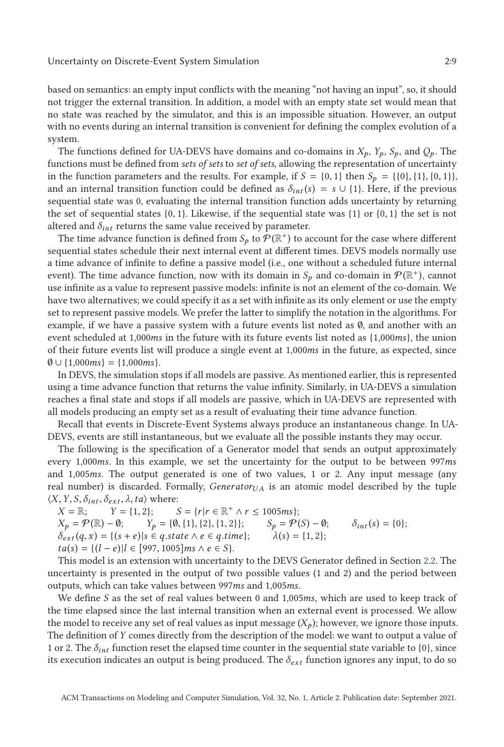based on semantics: an empty input conflicts with the meaning "not having an input", so, it should not trigger the external transition. In addition, a model with an empty state set would mean that no state was reached by the simulator, and this is an impossible situation. However, an output with no events during an internal transition is convenient for defining the complex evolution of a system.

The functions defined for UA-DEVS have domains and co-domains in $X_p$, $Y_p$, $S_p$, and $Q_p$. The functions must be defined from *sets of sets* to *set of sets*, allowing the representation of uncertainty in the function parameters and the results. For example, if $S = \{0, 1\}$ then $S_p = \{\{0\}, \{1\}, \{0, 1\}\}$, and an internal transition function could be defined as $\delta_{int}(s) = s \cup \{1\}$. Here, if the previous sequential state was 0, evaluating the internal transition function adds uncertainty by returning the set of sequential states $\{0, 1\}$. Likewise, if the sequential state was $\{1\}$ or $\{0, 1\}$ the set is not altered and $\delta_{int}$ returns the same value received by parameter.

The time advance function is defined from $S_p$ to $\mathcal{P}(\mathbb{R}^+)$ to account for the case where different sequential states schedule their next internal event at different times. DEVS models normally use a time advance of infinite to define a passive model (i.e., one without a scheduled future internal event). The time advance function, now with its domain in $S_p$ and co-domain in $\mathcal{P}(\mathbb{R}^+)$, cannot use infinite as a value to represent passive models: infinite is not an element of the co-domain. We have two alternatives; we could specify it as a set with infinite as its only element or use the empty set to represent passive models. We prefer the latter to simplify the notation in the algorithms. For example, if we have a passive system with a future events list noted as $\emptyset$, and another with an event scheduled at 1,000*ms* in the future with its future events list noted as $\{1{,}000ms\}$, the union of their future events list will produce a single event at 1,000*ms* in the future, as expected, since $\emptyset \cup \{1{,}000ms\} = \{1{,}000ms\}$.

In DEVS, the simulation stops if all models are passive. As mentioned earlier, this is represented using a time advance function that returns the value infinity. Similarly, in UA-DEVS a simulation reaches a final state and stops if all models are passive, which in UA-DEVS are represented with all models producing an empty set as a result of evaluating their time advance function.

Recall that events in Discrete-Event Systems always produce an instantaneous change. In UA-DEVS, events are still instantaneous, but we evaluate all the possible instants they may occur.

The following is the specification of a Generator model that sends an output approximately every 1,000*ms*. In this example, we set the uncertainty for the output to be between 997*ms* and 1,005*ms*. The output generated is one of two values, 1 or 2. Any input message (any real number) is discarded. Formally, $Generator_{UA}$ is an atomic model described by the tuple $\langle X, Y, S, \delta_{int}, \delta_{ext}, \lambda, ta \rangle$ where:

$X = \mathbb{R}$; $\quad Y = \{1, 2\}$; $\quad S = \{r | r \in \mathbb{R}^+ \wedge r \leq 1005ms\}$;
$X_p = \mathcal{P}(\mathbb{R}) - \emptyset$; $\quad Y_p = \{\emptyset, \{1\}, \{2\}, \{1, 2\}\}$; $\quad S_p = \mathcal{P}(S) - \emptyset$; $\quad \delta_{int}(s) = \{0\}$;
$\delta_{ext}(q, x) = \{(s + e) | s \in q.state \wedge e \in q.time\}$; $\quad \lambda(s) = \{1, 2\}$;
$ta(s) = \{(l - e) | l \in [997, 1005]ms \wedge e \in S\}$.

This model is an extension with uncertainty to the DEVS Generator defined in Section 2.2. The uncertainty is presented in the output of two possible values (1 and 2) and the period between outputs, which can take values between 997*ms* and 1,005*ms*.

We define $S$ as the set of real values between 0 and 1,005*ms*, which are used to keep track of the time elapsed since the last internal transition when an external event is processed. We allow the model to receive any set of real values as input message ($X_p$); however, we ignore those inputs. The definition of $Y$ comes directly from the description of the model: we want to output a value of 1 or 2. The $\delta_{int}$ function reset the elapsed time counter in the sequential state variable to $\{0\}$, since its execution indicates an output is being produced. The $\delta_{ext}$ function ignores any input, to do so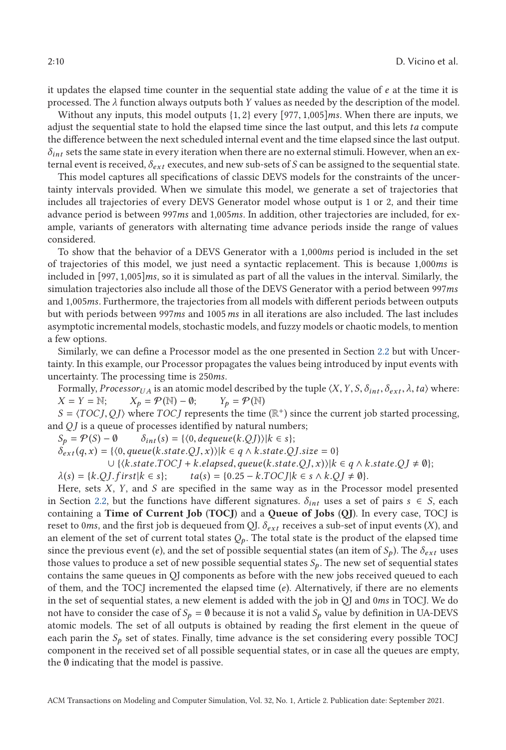it updates the elapsed time counter in the sequential state adding the value of $e$ at the time it is processed. The $\lambda$ function always outputs both $Y$ values as needed by the description of the model.

Without any inputs, this model outputs $\{1, 2\}$ every $[977, 1{,}005]ms$. When there are inputs, we adjust the sequential state to hold the elapsed time since the last output, and this lets $ta$ compute the difference between the next scheduled internal event and the time elapsed since the last output. $\delta_{int}$ sets the same state in every iteration when there are no external stimuli. However, when an external event is received, $\delta_{ext}$ executes, and new sub-sets of $S$ can be assigned to the sequential state.

This model captures all specifications of classic DEVS models for the constraints of the uncertainty intervals provided. When we simulate this model, we generate a set of trajectories that includes all trajectories of every DEVS Generator model whose output is 1 or 2, and their time advance period is between 997$ms$ and 1,005$ms$. In addition, other trajectories are included, for example, variants of generators with alternating time advance periods inside the range of values considered.

To show that the behavior of a DEVS Generator with a 1,000$ms$ period is included in the set of trajectories of this model, we just need a syntactic replacement. This is because 1,000$ms$ is included in $[997, 1{,}005]ms$, so it is simulated as part of all the values in the interval. Similarly, the simulation trajectories also include all those of the DEVS Generator with a period between 997$ms$ and 1,005$ms$. Furthermore, the trajectories from all models with different periods between outputs but with periods between 997$ms$ and 1005 $ms$ in all iterations are also included. The last includes asymptotic incremental models, stochastic models, and fuzzy models or chaotic models, to mention a few options.

Similarly, we can define a Processor model as the one presented in Section 2.2 but with Uncertainty. In this example, our Processor propagates the values being introduced by input events with uncertainty. The processing time is 250$ms$.

Formally, $Processor_{UA}$ is an atomic model described by the tuple $\langle X, Y, S, \delta_{int}, \delta_{ext}, \lambda, ta\rangle$ where:

$X = Y = \mathbb{N}$; $\quad X_p = \mathcal{P}(\mathbb{N}) - \emptyset$; $\quad Y_p = \mathcal{P}(\mathbb{N})$

$S = \langle TOCJ, QJ\rangle$ where $TOCJ$ represents the time ($\mathbb{R}^+$) since the current job started processing, and $QJ$ is a queue of processes identified by natural numbers;

$S_p = \mathcal{P}(S) - \emptyset \qquad \delta_{int}(s) = \{\langle 0, dequeue(k.QJ)\rangle | k \in s\}$;

$\delta_{ext}(q, x) = \{\langle 0, queue(k.state.QJ, x)\rangle | k \in q \wedge k.state.QJ.size = 0\}$
$\qquad \cup \{\langle k.state.TOCJ + k.elapsed, queue(k.state.QJ, x)\rangle | k \in q \wedge k.state.QJ \neq \emptyset\}$;

$\lambda(s) = \{k.QJ.first | k \in s\}; \qquad ta(s) = \{0.25 - k.TOCJ | k \in s \wedge k.QJ \neq \emptyset\}$.

Here, sets $X$, $Y$, and $S$ are specified in the same way as in the Processor model presented in Section 2.2, but the functions have different signatures. $\delta_{int}$ uses a set of pairs $s \in S$, each containing a **Time of Current Job** (**TOCJ**) and a **Queue of Jobs** (**QJ**). In every case, TOCJ is reset to 0$ms$, and the first job is dequeued from QJ. $\delta_{ext}$ receives a sub-set of input events ($X$), and an element of the set of current total states $Q_p$. The total state is the product of the elapsed time since the previous event ($e$), and the set of possible sequential states (an item of $S_p$). The $\delta_{ext}$ uses those values to produce a set of new possible sequential states $S_p$. The new set of sequential states contains the same queues in QJ components as before with the new jobs received queued to each of them, and the TOCJ incremented the elapsed time ($e$). Alternatively, if there are no elements in the set of sequential states, a new element is added with the job in QJ and 0$ms$ in TOCJ. We do not have to consider the case of $S_p = \emptyset$ because it is not a valid $S_p$ value by definition in UA-DEVS atomic models. The set of all outputs is obtained by reading the first element in the queue of each parin the $S_p$ set of states. Finally, time advance is the set considering every possible TOCJ component in the received set of all possible sequential states, or in case all the queues are empty, the $\emptyset$ indicating that the model is passive.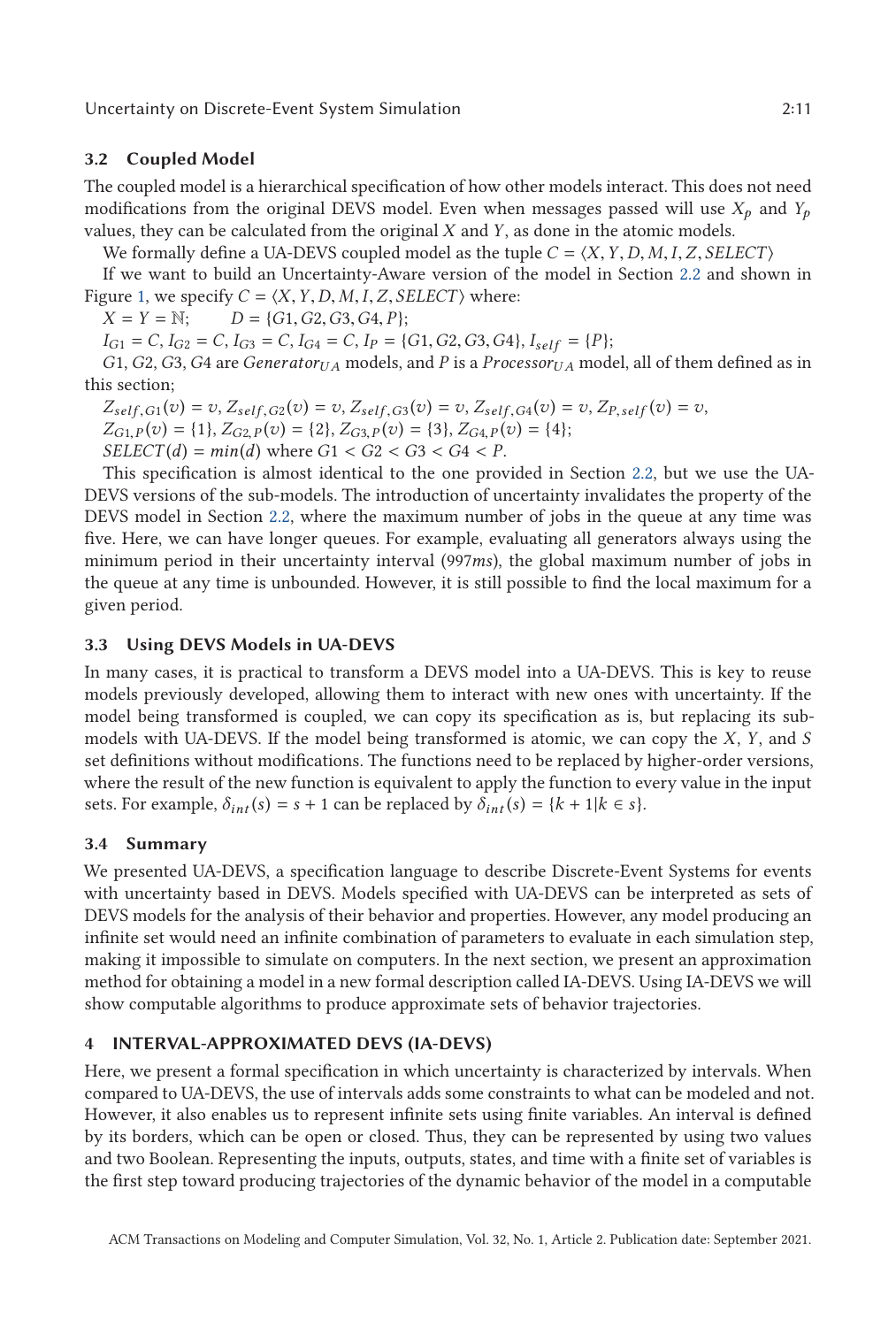### 3.2 Coupled Model

The coupled model is a hierarchical specification of how other models interact. This does not need modifications from the original DEVS model. Even when messages passed will use $X_p$ and $Y_p$ values, they can be calculated from the original $X$ and $Y$, as done in the atomic models.

We formally define a UA-DEVS coupled model as the tuple $C = \langle X, Y, D, M, I, Z, SELECT \rangle$

If we want to build an Uncertainty-Aware version of the model in Section 2.2 and shown in Figure 1, we specify $C = \langle X, Y, D, M, I, Z, SELECT \rangle$ where:

$X = Y = \mathbb{N}$; $\quad D = \{G1, G2, G3, G4, P\}$;

$I_{G1} = C, I_{G2} = C, I_{G3} = C, I_{G4} = C, I_P = \{G1, G2, G3, G4\}, I_{self} = \{P\}$;

$G1, G2, G3, G4$ are $Generator_{UA}$ models, and $P$ is a $Processor_{UA}$ model, all of them defined as in this section;

$Z_{self,G1}(v) = v, Z_{self,G2}(v) = v, Z_{self,G3}(v) = v, Z_{self,G4}(v) = v, Z_{P,self}(v) = v$,

$Z_{G1,P}(v) = \{1\}, Z_{G2,P}(v) = \{2\}, Z_{G3,P}(v) = \{3\}, Z_{G4,P}(v) = \{4\}$;

$SELECT(d) = min(d)$ where $G1 < G2 < G3 < G4 < P$.

This specification is almost identical to the one provided in Section 2.2, but we use the UA-DEVS versions of the sub-models. The introduction of uncertainty invalidates the property of the DEVS model in Section 2.2, where the maximum number of jobs in the queue at any time was five. Here, we can have longer queues. For example, evaluating all generators always using the minimum period in their uncertainty interval ($997ms$), the global maximum number of jobs in the queue at any time is unbounded. However, it is still possible to find the local maximum for a given period.

### 3.3 Using DEVS Models in UA-DEVS

In many cases, it is practical to transform a DEVS model into a UA-DEVS. This is key to reuse models previously developed, allowing them to interact with new ones with uncertainty. If the model being transformed is coupled, we can copy its specification as is, but replacing its sub-models with UA-DEVS. If the model being transformed is atomic, we can copy the $X$, $Y$, and $S$ set definitions without modifications. The functions need to be replaced by higher-order versions, where the result of the new function is equivalent to apply the function to every value in the input sets. For example, $\delta_{int}(s) = s + 1$ can be replaced by $\delta_{int}(s) = \{k + 1 | k \in s\}$.

### 3.4 Summary

We presented UA-DEVS, a specification language to describe Discrete-Event Systems for events with uncertainty based in DEVS. Models specified with UA-DEVS can be interpreted as sets of DEVS models for the analysis of their behavior and properties. However, any model producing an infinite set would need an infinite combination of parameters to evaluate in each simulation step, making it impossible to simulate on computers. In the next section, we present an approximation method for obtaining a model in a new formal description called IA-DEVS. Using IA-DEVS we will show computable algorithms to produce approximate sets of behavior trajectories.

## 4 INTERVAL-APPROXIMATED DEVS (IA-DEVS)

Here, we present a formal specification in which uncertainty is characterized by intervals. When compared to UA-DEVS, the use of intervals adds some constraints to what can be modeled and not. However, it also enables us to represent infinite sets using finite variables. An interval is defined by its borders, which can be open or closed. Thus, they can be represented by using two values and two Boolean. Representing the inputs, outputs, states, and time with a finite set of variables is the first step toward producing trajectories of the dynamic behavior of the model in a computable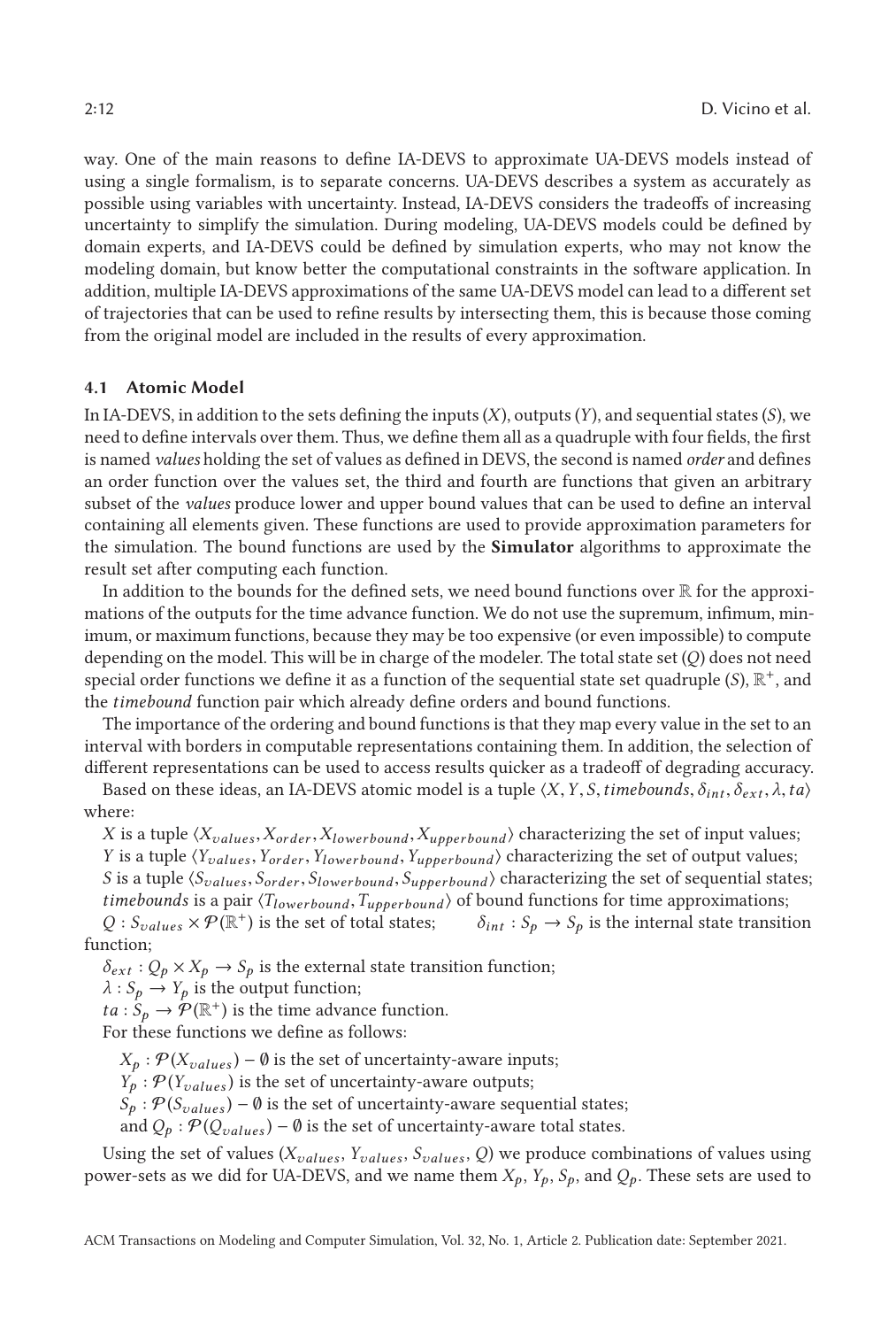way. One of the main reasons to define IA-DEVS to approximate UA-DEVS models instead of using a single formalism, is to separate concerns. UA-DEVS describes a system as accurately as possible using variables with uncertainty. Instead, IA-DEVS considers the tradeoffs of increasing uncertainty to simplify the simulation. During modeling, UA-DEVS models could be defined by domain experts, and IA-DEVS could be defined by simulation experts, who may not know the modeling domain, but know better the computational constraints in the software application. In addition, multiple IA-DEVS approximations of the same UA-DEVS model can lead to a different set of trajectories that can be used to refine results by intersecting them, this is because those coming from the original model are included in the results of every approximation.

### 4.1 Atomic Model

In IA-DEVS, in addition to the sets defining the inputs ($X$), outputs ($Y$), and sequential states ($S$), we need to define intervals over them. Thus, we define them all as a quadruple with four fields, the first is named *values* holding the set of values as defined in DEVS, the second is named *order* and defines an order function over the values set, the third and fourth are functions that given an arbitrary subset of the *values* produce lower and upper bound values that can be used to define an interval containing all elements given. These functions are used to provide approximation parameters for the simulation. The bound functions are used by the **Simulator** algorithms to approximate the result set after computing each function.

In addition to the bounds for the defined sets, we need bound functions over $\mathbb{R}$ for the approximations of the outputs for the time advance function. We do not use the supremum, infimum, minimum, or maximum functions, because they may be too expensive (or even impossible) to compute depending on the model. This will be in charge of the modeler. The total state set ($Q$) does not need special order functions we define it as a function of the sequential state set quadruple ($S$), $\mathbb{R}^+$, and the *timebound* function pair which already define orders and bound functions.

The importance of the ordering and bound functions is that they map every value in the set to an interval with borders in computable representations containing them. In addition, the selection of different representations can be used to access results quicker as a tradeoff of degrading accuracy.

Based on these ideas, an IA-DEVS atomic model is a tuple $\langle X, Y, S, timebounds, \delta_{int}, \delta_{ext}, \lambda, ta \rangle$ where:

$X$ is a tuple $\langle X_{values}, X_{order}, X_{lowerbound}, X_{upperbound} \rangle$ characterizing the set of input values;
$Y$ is a tuple $\langle Y_{values}, Y_{order}, Y_{lowerbound}, Y_{upperbound} \rangle$ characterizing the set of output values;
$S$ is a tuple $\langle S_{values}, S_{order}, S_{lowerbound}, S_{upperbound} \rangle$ characterizing the set of sequential states;
*timebounds* is a pair $\langle T_{lowerbound}, T_{upperbound} \rangle$ of bound functions for time approximations;
$Q : S_{values} \times \mathcal{P}(\mathbb{R}^+)$ is the set of total states; $\delta_{int} : S_p \rightarrow S_p$ is the internal state transition function;
$\delta_{ext} : Q_p \times X_p \rightarrow S_p$ is the external state transition function;
$\lambda : S_p \rightarrow Y_p$ is the output function;
$ta : S_p \rightarrow \mathcal{P}(\mathbb{R}^+)$ is the time advance function.
For these functions we define as follows:

$X_p : \mathcal{P}(X_{values}) - \emptyset$ is the set of uncertainty-aware inputs;
$Y_p : \mathcal{P}(Y_{values})$ is the set of uncertainty-aware outputs;
$S_p : \mathcal{P}(S_{values}) - \emptyset$ is the set of uncertainty-aware sequential states;
and $Q_p : \mathcal{P}(Q_{values}) - \emptyset$ is the set of uncertainty-aware total states.

Using the set of values ($X_{values}$, $Y_{values}$, $S_{values}$, $Q$) we produce combinations of values using power-sets as we did for UA-DEVS, and we name them $X_p$, $Y_p$, $S_p$, and $Q_p$. These sets are used to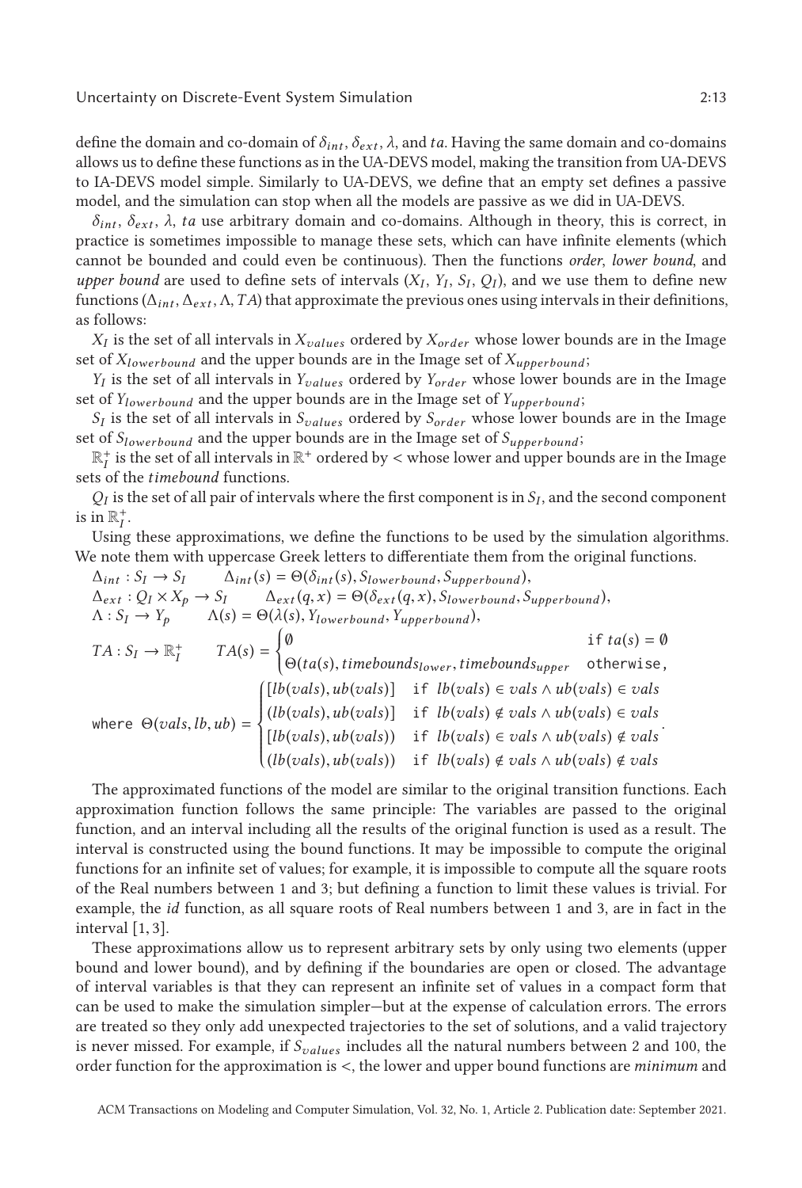define the domain and co-domain of $\delta_{int}$, $\delta_{ext}$, $\lambda$, and $ta$. Having the same domain and co-domains allows us to define these functions as in the UA-DEVS model, making the transition from UA-DEVS to IA-DEVS model simple. Similarly to UA-DEVS, we define that an empty set defines a passive model, and the simulation can stop when all the models are passive as we did in UA-DEVS.

$\delta_{int}$, $\delta_{ext}$, $\lambda$, $ta$ use arbitrary domain and co-domains. Although in theory, this is correct, in practice is sometimes impossible to manage these sets, which can have infinite elements (which cannot be bounded and could even be continuous). Then the functions *order*, *lower bound*, and *upper bound* are used to define sets of intervals ($X_I$, $Y_I$, $S_I$, $Q_I$), and we use them to define new functions ($\Delta_{int}, \Delta_{ext}, \Lambda, TA$) that approximate the previous ones using intervals in their definitions, as follows:

$X_I$ is the set of all intervals in $X_{values}$ ordered by $X_{order}$ whose lower bounds are in the Image set of $X_{lowerbound}$ and the upper bounds are in the Image set of $X_{upperbound}$;

$Y_I$ is the set of all intervals in $Y_{values}$ ordered by $Y_{order}$ whose lower bounds are in the Image set of $Y_{lowerbound}$ and the upper bounds are in the Image set of $Y_{upperbound}$;

$S_I$ is the set of all intervals in $S_{values}$ ordered by $S_{order}$ whose lower bounds are in the Image set of $S_{lowerbound}$ and the upper bounds are in the Image set of $S_{upperbound}$;

$\mathbb{R}^+_I$ is the set of all intervals in $\mathbb{R}^+$ ordered by $<$ whose lower and upper bounds are in the Image sets of the *timebound* functions.

$Q_I$ is the set of all pair of intervals where the first component is in $S_I$, and the second component is in $\mathbb{R}^+_I$.

Using these approximations, we define the functions to be used by the simulation algorithms. We note them with uppercase Greek letters to differentiate them from the original functions.

$$\Delta_{int} : S_I \rightarrow S_I \qquad \Delta_{int}(s) = \Theta(\delta_{int}(s), S_{lowerbound}, S_{upperbound}),$$

$$\Delta_{ext} : Q_I \times X_p \rightarrow S_I \qquad \Delta_{ext}(q, x) = \Theta(\delta_{ext}(q, x), S_{lowerbound}, S_{upperbound}),$$

$$\Lambda : S_I \rightarrow Y_p \qquad \Lambda(s) = \Theta(\lambda(s), Y_{lowerbound}, Y_{upperbound}),$$

$$TA : S_I \rightarrow \mathbb{R}^+_I \qquad TA(s) = \begin{cases} \emptyset & \texttt{if } ta(s) = \emptyset \\ \Theta(ta(s), timebounds_{lower}, timebounds_{upper} & \texttt{otherwise}, \end{cases}$$

$$\texttt{where } \Theta(vals, lb, ub) = \begin{cases} [lb(vals), ub(vals)] & \texttt{if } lb(vals) \in vals \wedge ub(vals) \in vals \\ (lb(vals), ub(vals)] & \texttt{if } lb(vals) \notin vals \wedge ub(vals) \in vals \\ [lb(vals), ub(vals)) & \texttt{if } lb(vals) \in vals \wedge ub(vals) \notin vals \\ (lb(vals), ub(vals)) & \texttt{if } lb(vals) \notin vals \wedge ub(vals) \notin vals \end{cases}.$$

The approximated functions of the model are similar to the original transition functions. Each approximation function follows the same principle: The variables are passed to the original function, and an interval including all the results of the original function is used as a result. The interval is constructed using the bound functions. It may be impossible to compute the original functions for an infinite set of values; for example, it is impossible to compute all the square roots of the Real numbers between 1 and 3; but defining a function to limit these values is trivial. For example, the *id* function, as all square roots of Real numbers between 1 and 3, are in fact in the interval $[1, 3]$.

These approximations allow us to represent arbitrary sets by only using two elements (upper bound and lower bound), and by defining if the boundaries are open or closed. The advantage of interval variables is that they can represent an infinite set of values in a compact form that can be used to make the simulation simpler—but at the expense of calculation errors. The errors are treated so they only add unexpected trajectories to the set of solutions, and a valid trajectory is never missed. For example, if $S_{values}$ includes all the natural numbers between 2 and 100, the order function for the approximation is $<$, the lower and upper bound functions are *minimum* and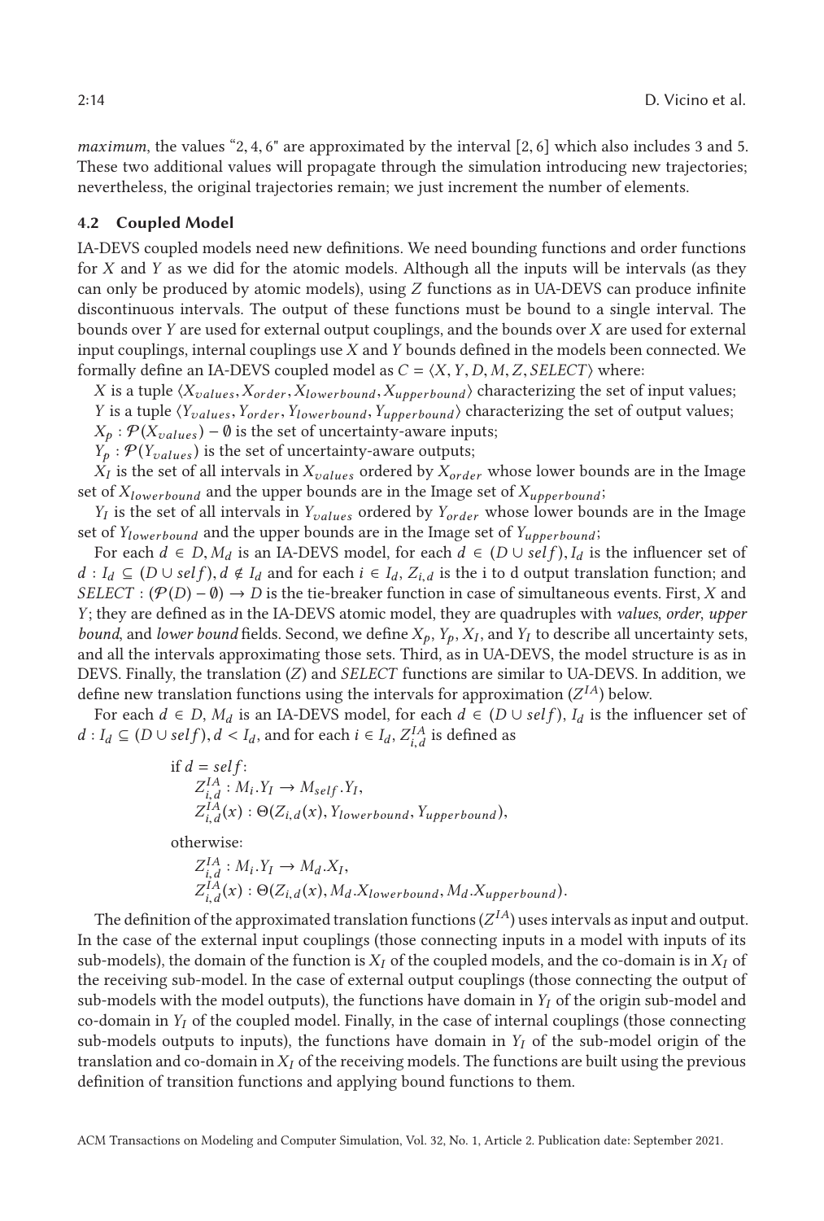*maximum*, the values "2, 4, 6" are approximated by the interval $[2, 6]$ which also includes 3 and 5. These two additional values will propagate through the simulation introducing new trajectories; nevertheless, the original trajectories remain; we just increment the number of elements.

### 4.2 Coupled Model

IA-DEVS coupled models need new definitions. We need bounding functions and order functions for $X$ and $Y$ as we did for the atomic models. Although all the inputs will be intervals (as they can only be produced by atomic models), using $Z$ functions as in UA-DEVS can produce infinite discontinuous intervals. The output of these functions must be bound to a single interval. The bounds over $Y$ are used for external output couplings, and the bounds over $X$ are used for external input couplings, internal couplings use $X$ and $Y$ bounds defined in the models been connected. We formally define an IA-DEVS coupled model as $C = \langle X, Y, D, M, Z, SELECT \rangle$ where:

$X$ is a tuple $\langle X_{values}, X_{order}, X_{lowerbound}, X_{upperbound} \rangle$ characterizing the set of input values;

$Y$ is a tuple $\langle Y_{values}, Y_{order}, Y_{lowerbound}, Y_{upperbound} \rangle$ characterizing the set of output values;

$X_p : \mathcal{P}(X_{values}) - \emptyset$ is the set of uncertainty-aware inputs;

$Y_p : \mathcal{P}(Y_{values})$ is the set of uncertainty-aware outputs;

$X_I$ is the set of all intervals in $X_{values}$ ordered by $X_{order}$ whose lower bounds are in the Image set of $X_{lowerbound}$ and the upper bounds are in the Image set of $X_{upperbound}$;

$Y_I$ is the set of all intervals in $Y_{values}$ ordered by $Y_{order}$ whose lower bounds are in the Image set of $Y_{lowerbound}$ and the upper bounds are in the Image set of $Y_{upperbound}$;

For each $d \in D, M_d$ is an IA-DEVS model, for each $d \in (D \cup self), I_d$ is the influencer set of $d : I_d \subseteq (D \cup self), d \notin I_d$ and for each $i \in I_d$, $Z_{i,d}$ is the i to d output translation function; and $SELECT : (\mathcal{P}(D) - \emptyset) \rightarrow D$ is the tie-breaker function in case of simultaneous events. First, $X$ and $Y$; they are defined as in the IA-DEVS atomic model, they are quadruples with *values*, *order*, *upper bound*, and *lower bound* fields. Second, we define $X_p$, $Y_p$, $X_I$, and $Y_I$ to describe all uncertainty sets, and all the intervals approximating those sets. Third, as in UA-DEVS, the model structure is as in DEVS. Finally, the translation ($Z$) and $SELECT$ functions are similar to UA-DEVS. In addition, we define new translation functions using the intervals for approximation ($Z^{IA}$) below.

For each $d \in D$, $M_d$ is an IA-DEVS model, for each $d \in (D \cup self)$, $I_d$ is the influencer set of $d : I_d \subseteq (D \cup self), d < I_d$, and for each $i \in I_d$, $Z^{IA}_{i,d}$ is defined as

if $d = self$:

$$Z^{IA}_{i,d} : M_i.Y_I \rightarrow M_{self}.Y_I,$$
$$Z^{IA}_{i,d}(x) : \Theta(Z_{i,d}(x), Y_{lowerbound}, Y_{upperbound}),$$

otherwise:

$$Z^{IA}_{i,d} : M_i.Y_I \rightarrow M_d.X_I,$$
$$Z^{IA}_{i,d}(x) : \Theta(Z_{i,d}(x), M_d.X_{lowerbound}, M_d.X_{upperbound}).$$

The definition of the approximated translation functions ($Z^{IA}$) uses intervals as input and output. In the case of the external input couplings (those connecting inputs in a model with inputs of its sub-models), the domain of the function is $X_I$ of the coupled models, and the co-domain is in $X_I$ of the receiving sub-model. In the case of external output couplings (those connecting the output of sub-models with the model outputs), the functions have domain in $Y_I$ of the origin sub-model and co-domain in $Y_I$ of the coupled model. Finally, in the case of internal couplings (those connecting sub-models outputs to inputs), the functions have domain in $Y_I$ of the sub-model origin of the translation and co-domain in $X_I$ of the receiving models. The functions are built using the previous definition of transition functions and applying bound functions to them.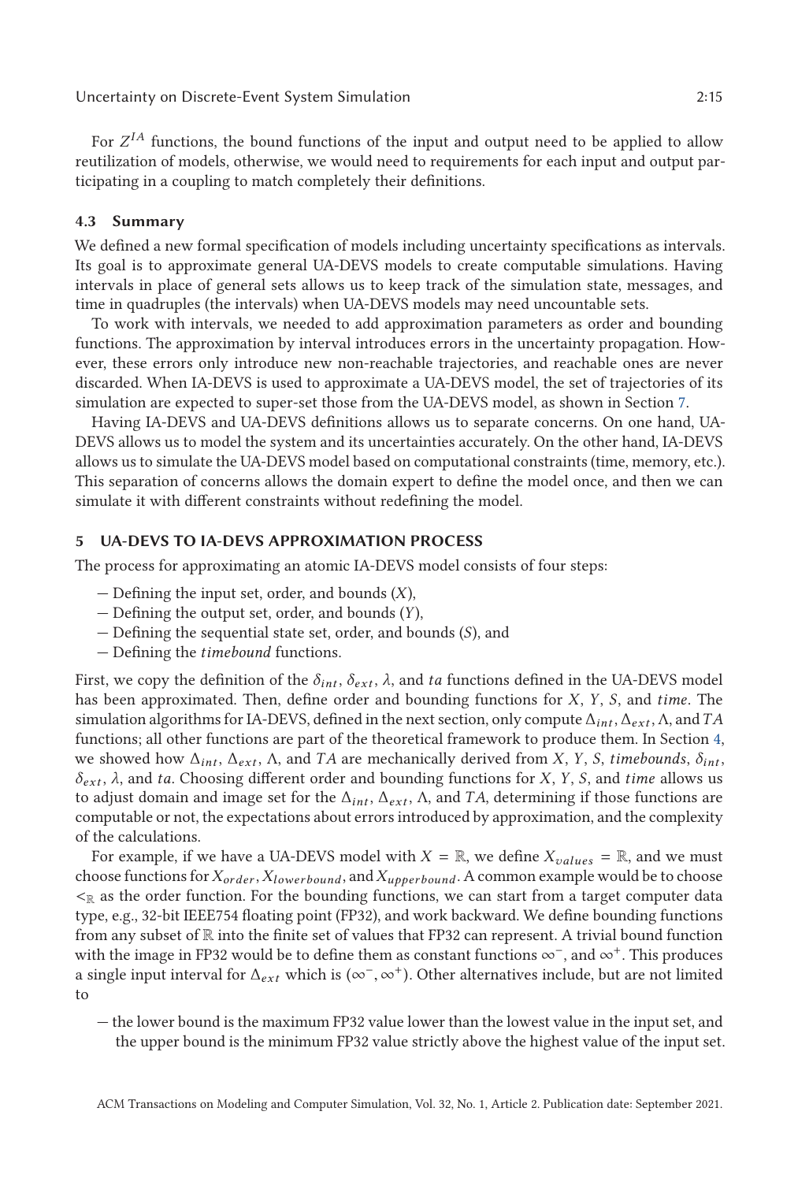For $Z^{IA}$ functions, the bound functions of the input and output need to be applied to allow reutilization of models, otherwise, we would need to requirements for each input and output participating in a coupling to match completely their definitions.

### 4.3 Summary

We defined a new formal specification of models including uncertainty specifications as intervals. Its goal is to approximate general UA-DEVS models to create computable simulations. Having intervals in place of general sets allows us to keep track of the simulation state, messages, and time in quadruples (the intervals) when UA-DEVS models may need uncountable sets.

To work with intervals, we needed to add approximation parameters as order and bounding functions. The approximation by interval introduces errors in the uncertainty propagation. However, these errors only introduce new non-reachable trajectories, and reachable ones are never discarded. When IA-DEVS is used to approximate a UA-DEVS model, the set of trajectories of its simulation are expected to super-set those from the UA-DEVS model, as shown in Section 7.

Having IA-DEVS and UA-DEVS definitions allows us to separate concerns. On one hand, UA-DEVS allows us to model the system and its uncertainties accurately. On the other hand, IA-DEVS allows us to simulate the UA-DEVS model based on computational constraints (time, memory, etc.). This separation of concerns allows the domain expert to define the model once, and then we can simulate it with different constraints without redefining the model.

## 5 UA-DEVS TO IA-DEVS APPROXIMATION PROCESS

The process for approximating an atomic IA-DEVS model consists of four steps:

- Defining the input set, order, and bounds ($X$),
- Defining the output set, order, and bounds ($Y$),
- Defining the sequential state set, order, and bounds ($S$), and
- Defining the *timebound* functions.

First, we copy the definition of the $\delta_{int}$, $\delta_{ext}$, $\lambda$, and $ta$ functions defined in the UA-DEVS model has been approximated. Then, define order and bounding functions for $X$, $Y$, $S$, and $time$. The simulation algorithms for IA-DEVS, defined in the next section, only compute $\Delta_{int}$, $\Delta_{ext}$, $\Lambda$, and $TA$ functions; all other functions are part of the theoretical framework to produce them. In Section 4, we showed how $\Delta_{int}$, $\Delta_{ext}$, $\Lambda$, and $TA$ are mechanically derived from $X$, $Y$, $S$, *timebounds*, $\delta_{int}$, $\delta_{ext}$, $\lambda$, and $ta$. Choosing different order and bounding functions for $X$, $Y$, $S$, and $time$ allows us to adjust domain and image set for the $\Delta_{int}$, $\Delta_{ext}$, $\Lambda$, and $TA$, determining if those functions are computable or not, the expectations about errors introduced by approximation, and the complexity of the calculations.

For example, if we have a UA-DEVS model with $X = \mathbb{R}$, we define $X_{values} = \mathbb{R}$, and we must choose functions for $X_{order}$, $X_{lowerbound}$, and $X_{upperbound}$. A common example would be to choose $<_{\mathbb{R}}$ as the order function. For the bounding functions, we can start from a target computer data type, e.g., 32-bit IEEE754 floating point (FP32), and work backward. We define bounding functions from any subset of $\mathbb{R}$ into the finite set of values that FP32 can represent. A trivial bound function with the image in FP32 would be to define them as constant functions $\infty^-$, and $\infty^+$. This produces a single input interval for $\Delta_{ext}$ which is $(\infty^-, \infty^+)$. Other alternatives include, but are not limited to

- the lower bound is the maximum FP32 value lower than the lowest value in the input set, and the upper bound is the minimum FP32 value strictly above the highest value of the input set.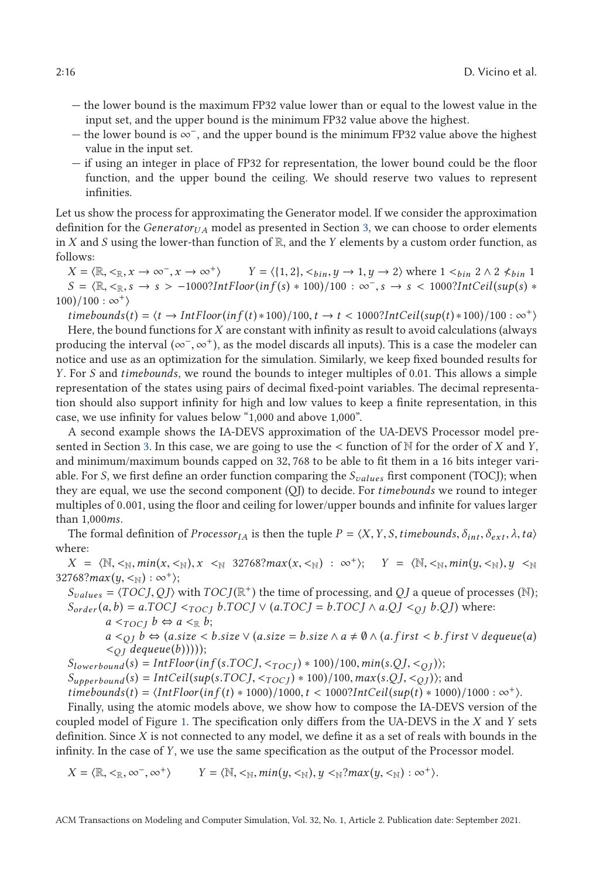- the lower bound is the maximum FP32 value lower than or equal to the lowest value in the input set, and the upper bound is the minimum FP32 value above the highest.
- the lower bound is $\infty^-$, and the upper bound is the minimum FP32 value above the highest value in the input set.
- if using an integer in place of FP32 for representation, the lower bound could be the floor function, and the upper bound the ceiling. We should reserve two values to represent infinities.

Let us show the process for approximating the Generator model. If we consider the approximation definition for the $Generator_{UA}$ model as presented in Section 3, we can choose to order elements in $X$ and $S$ using the lower-than function of $\mathbb{R}$, and the $Y$ elements by a custom order function, as follows:

$X = \langle \mathbb{R}, <_{\mathbb{R}}, x \rightarrow \infty^-, x \rightarrow \infty^+ \rangle \qquad Y = \langle \{1, 2\}, <_{bin}, y \rightarrow 1, y \rightarrow 2 \rangle$ where $1 <_{bin} 2 \wedge 2 \not<_{bin} 1$

$S = \langle \mathbb{R}, <_{\mathbb{R}}, s \rightarrow s > -1000?IntFloor(inf(s) * 100)/100 : \infty^-, s \rightarrow s < 1000?IntCeil(sup(s) * 100)/100 : \infty^+ \rangle$

$timebounds(t) = \langle t \rightarrow IntFloor(inf(t) * 100)/100, t \rightarrow t < 1000?IntCeil(sup(t) * 100)/100 : \infty^+ \rangle$

Here, the bound functions for $X$ are constant with infinity as result to avoid calculations (always producing the interval $(\infty^-, \infty^+)$, as the model discards all inputs). This is a case the modeler can notice and use as an optimization for the simulation. Similarly, we keep fixed bounded results for $Y$. For $S$ and $timebounds$, we round the bounds to integer multiples of 0.01. This allows a simple representation of the states using pairs of decimal fixed-point variables. The decimal representation should also support infinity for high and low values to keep a finite representation, in this case, we use infinity for values below "1,000 and above 1,000".

A second example shows the IA-DEVS approximation of the UA-DEVS Processor model presented in Section 3. In this case, we are going to use the $<$ function of $\mathbb{N}$ for the order of $X$ and $Y$, and minimum/maximum bounds capped on 32,768 to be able to fit them in a 16 bits integer variable. For $S$, we first define an order function comparing the $S_{values}$ first component (TOCJ); when they are equal, we use the second component (QJ) to decide. For $timebounds$ we round to integer multiples of 0.001, using the floor and ceiling for lower/upper bounds and infinite for values larger than 1,000$ms$.

The formal definition of $Processor_{IA}$ is then the tuple $P = \langle X, Y, S, timebounds, \delta_{int}, \delta_{ext}, \lambda, ta \rangle$ where:

$X = \langle \mathbb{N}, <_{\mathbb{N}}, min(x, <_{\mathbb{N}}), x <_{\mathbb{N}} 32768?max(x, <_{\mathbb{N}}) : \infty^+ \rangle; \quad Y = \langle \mathbb{N}, <_{\mathbb{N}}, min(y, <_{\mathbb{N}}), y <_{\mathbb{N}} 32768?max(y, <_{\mathbb{N}}) : \infty^+ \rangle$;

$S_{values} = \langle TOCJ, QJ \rangle$ with $TOCJ(\mathbb{R}^+)$ the time of processing, and $QJ$ a queue of processes $(\mathbb{N})$;

$S_{order}(a, b) = a.TOCJ <_{TOCJ} b.TOCJ \vee (a.TOCJ = b.TOCJ \wedge a.QJ <_{QJ} b.QJ)$ where:

$a <_{TOCJ} b \Leftrightarrow a <_{\mathbb{R}} b$;

$a <_{QJ} b \Leftrightarrow (a.size < b.size \vee (a.size = b.size \wedge a \neq \emptyset \wedge (a.first < b.first \vee dequeue(a) <_{QJ} dequeue(b)))))$;

$S_{lowerbound}(s) = IntFloor(inf(s.TOCJ, <_{TOCJ}) * 100)/100, min(s.QJ, <_{QJ}))$;

$S_{upperbound}(s) = IntCeil(sup(s.TOCJ, <_{TOCJ}) * 100)/100, max(s.QJ, <_{QJ}))$; and

$timebounds(t) = \langle IntFloor(inf(t) * 1000)/1000, t < 1000?IntCeil(sup(t) * 1000)/1000 : \infty^+ \rangle$.

Finally, using the atomic models above, we show how to compose the IA-DEVS version of the coupled model of Figure 1. The specification only differs from the UA-DEVS in the $X$ and $Y$ sets definition. Since $X$ is not connected to any model, we define it as a set of reals with bounds in the infinity. In the case of $Y$, we use the same specification as the output of the Processor model.

$$X = \langle \mathbb{R}, <_{\mathbb{R}}, \infty^-, \infty^+ \rangle \qquad Y = \langle \mathbb{N}, <_{\mathbb{N}}, min(y, <_{\mathbb{N}}), y <_{\mathbb{N}}?max(y, <_{\mathbb{N}}) : \infty^+ \rangle.$$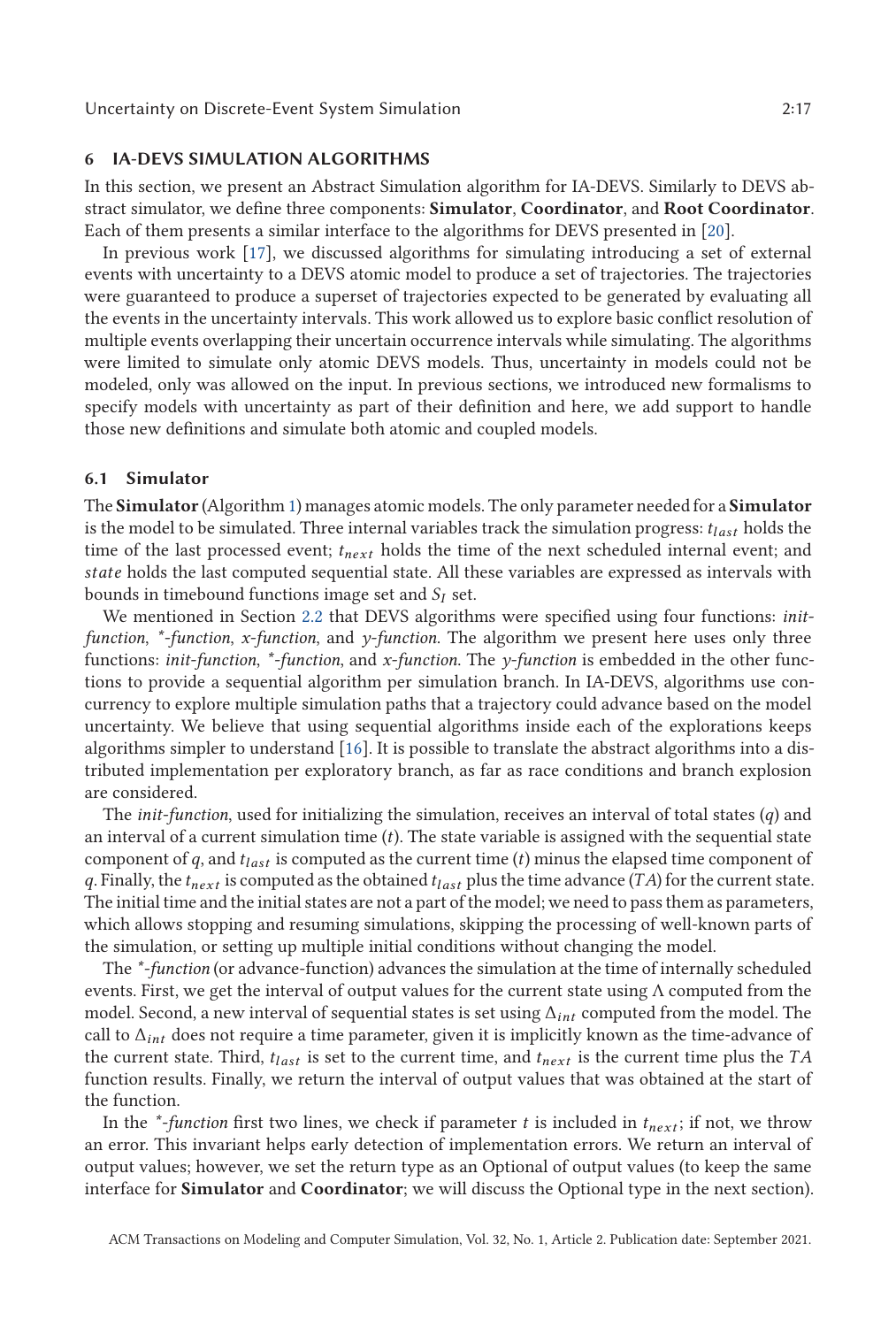## 6 IA-DEVS SIMULATION ALGORITHMS

In this section, we present an Abstract Simulation algorithm for IA-DEVS. Similarly to DEVS abstract simulator, we define three components: **Simulator**, **Coordinator**, and **Root Coordinator**. Each of them presents a similar interface to the algorithms for DEVS presented in [20].

In previous work [17], we discussed algorithms for simulating introducing a set of external events with uncertainty to a DEVS atomic model to produce a set of trajectories. The trajectories were guaranteed to produce a superset of trajectories expected to be generated by evaluating all the events in the uncertainty intervals. This work allowed us to explore basic conflict resolution of multiple events overlapping their uncertain occurrence intervals while simulating. The algorithms were limited to simulate only atomic DEVS models. Thus, uncertainty in models could not be modeled, only was allowed on the input. In previous sections, we introduced new formalisms to specify models with uncertainty as part of their definition and here, we add support to handle those new definitions and simulate both atomic and coupled models.

### 6.1 Simulator

The **Simulator** (Algorithm 1) manages atomic models. The only parameter needed for a **Simulator** is the model to be simulated. Three internal variables track the simulation progress: $t_{last}$ holds the time of the last processed event; $t_{next}$ holds the time of the next scheduled internal event; and $state$ holds the last computed sequential state. All these variables are expressed as intervals with bounds in timebound functions image set and $S_I$ set.

We mentioned in Section 2.2 that DEVS algorithms were specified using four functions: *init-function*, *\*-function*, *x-function*, and *y-function*. The algorithm we present here uses only three functions: *init-function*, *\*-function*, and *x-function*. The *y-function* is embedded in the other functions to provide a sequential algorithm per simulation branch. In IA-DEVS, algorithms use concurrency to explore multiple simulation paths that a trajectory could advance based on the model uncertainty. We believe that using sequential algorithms inside each of the explorations keeps algorithms simpler to understand [16]. It is possible to translate the abstract algorithms into a distributed implementation per exploratory branch, as far as race conditions and branch explosion are considered.

The *init-function*, used for initializing the simulation, receives an interval of total states ($q$) and an interval of a current simulation time ($t$). The state variable is assigned with the sequential state component of $q$, and $t_{last}$ is computed as the current time ($t$) minus the elapsed time component of $q$. Finally, the $t_{next}$ is computed as the obtained $t_{last}$ plus the time advance ($TA$) for the current state. The initial time and the initial states are not a part of the model; we need to pass them as parameters, which allows stopping and resuming simulations, skipping the processing of well-known parts of the simulation, or setting up multiple initial conditions without changing the model.

The *\*-function* (or advance-function) advances the simulation at the time of internally scheduled events. First, we get the interval of output values for the current state using $\Lambda$ computed from the model. Second, a new interval of sequential states is set using $\Delta_{int}$ computed from the model. The call to $\Delta_{int}$ does not require a time parameter, given it is implicitly known as the time-advance of the current state. Third, $t_{last}$ is set to the current time, and $t_{next}$ is the current time plus the $TA$ function results. Finally, we return the interval of output values that was obtained at the start of the function.

In the *\*-function* first two lines, we check if parameter $t$ is included in $t_{next}$; if not, we throw an error. This invariant helps early detection of implementation errors. We return an interval of output values; however, we set the return type as an Optional of output values (to keep the same interface for **Simulator** and **Coordinator**; we will discuss the Optional type in the next section).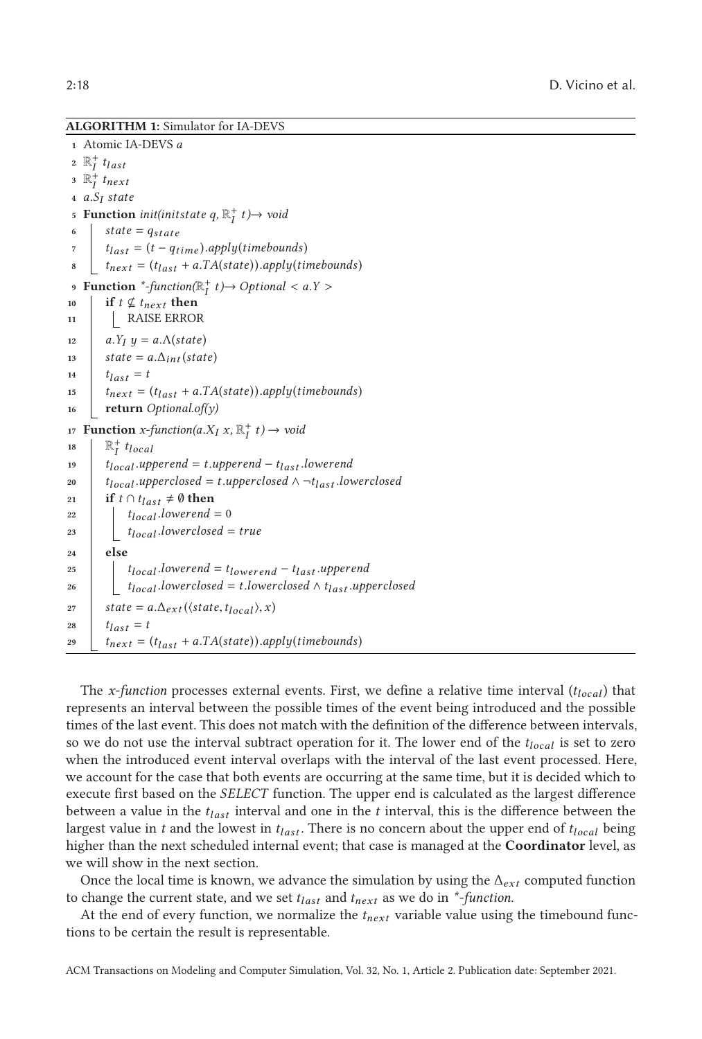**ALGORITHM 1:** Simulator for IA-DEVS

```
1  Atomic IA-DEVS a
2  ℝ_I^+ t_last
3  ℝ_I^+ t_next
4  a.S_I state
5  Function init(initstate q, ℝ_I^+ t)→ void
6      state = q_state
7      t_last = (t − q_time).apply(timebounds)
8      t_next = (t_last + a.TA(state)).apply(timebounds)
9  Function *-function(ℝ_I^+ t)→ Optional < a.Y >
10     if t ⊈ t_next then
11         RAISE ERROR
12     a.Y_I y = a.Λ(state)
13     state = a.Δ_int(state)
14     t_last = t
15     t_next = (t_last + a.TA(state)).apply(timebounds)
16     return Optional.of(y)
17 Function x-function(a.X_I x, ℝ_I^+ t) → void
18     ℝ_I^+ t_local
19     t_local.upperend = t.upperend − t_last.lowerend
20     t_local.upperclosed = t.upperclosed ∧ ¬t_last.lowerclosed
21     if t ∩ t_last ≠ ∅ then
22         t_local.lowerend = 0
23         t_local.lowerclosed = true
24     else
25         t_local.lowerend = t_lowerend − t_last.upperend
26         t_local.lowerclosed = t.lowerclosed ∧ t_last.upperclosed
27     state = a.Δ_ext(⟨state, t_local⟩, x)
28     t_last = t
29     t_next = (t_last + a.TA(state)).apply(timebounds)
```

The *x-function* processes external events. First, we define a relative time interval ($t_{local}$) that represents an interval between the possible times of the event being introduced and the possible times of the last event. This does not match with the definition of the difference between intervals, so we do not use the interval subtract operation for it. The lower end of the $t_{local}$ is set to zero when the introduced event interval overlaps with the interval of the last event processed. Here, we account for the case that both events are occurring at the same time, but it is decided which to execute first based on the *SELECT* function. The upper end is calculated as the largest difference between a value in the $t_{last}$ interval and one in the $t$ interval, this is the difference between the largest value in $t$ and the lowest in $t_{last}$. There is no concern about the upper end of $t_{local}$ being higher than the next scheduled internal event; that case is managed at the **Coordinator** level, as we will show in the next section.

Once the local time is known, we advance the simulation by using the $\Delta_{ext}$ computed function to change the current state, and we set $t_{last}$ and $t_{next}$ as we do in *\*-function*.

At the end of every function, we normalize the $t_{next}$ variable value using the timebound functions to be certain the result is representable.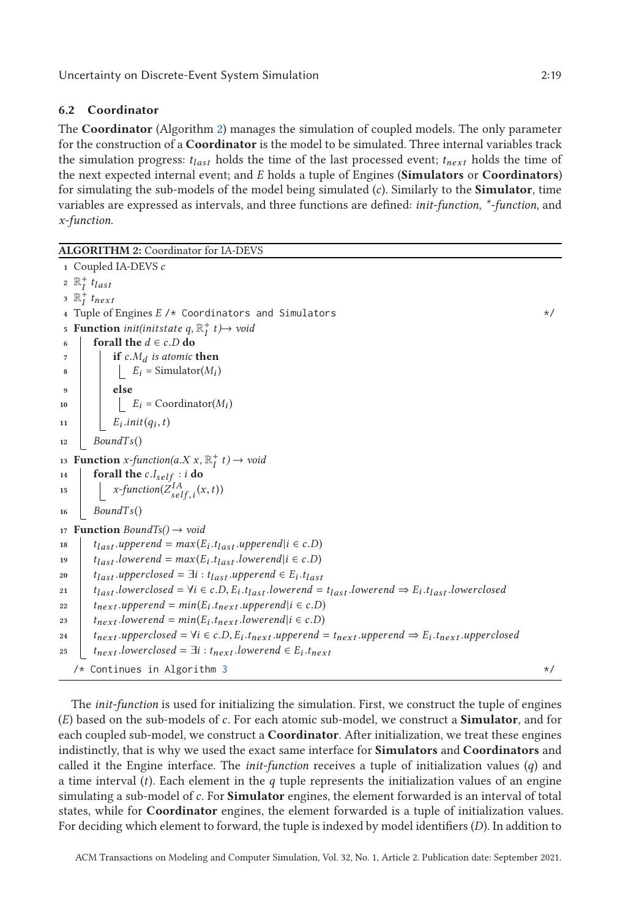### 6.2 Coordinator

The **Coordinator** (Algorithm 2) manages the simulation of coupled models. The only parameter for the construction of a **Coordinator** is the model to be simulated. Three internal variables track the simulation progress: $t_{last}$ holds the time of the last processed event; $t_{next}$ holds the time of the next expected internal event; and $E$ holds a tuple of Engines (**Simulators** or **Coordinators**) for simulating the sub-models of the model being simulated ($c$). Similarly to the **Simulator**, time variables are expressed as intervals, and three functions are defined: *init-function*, *\*-function*, and *x-function*.

**ALGORITHM 2:** Coordinator for IA-DEVS

```
1  Coupled IA-DEVS c
2  ℝ_I^+ t_last
3  ℝ_I^+ t_next
4  Tuple of Engines E /* Coordinators and Simulators */
5  Function init(initstate q, ℝ_I^+ t)→ void
6      forall the d ∈ c.D do
7          if c.M_d is atomic then
8              E_i = Simulator(M_i)
9          else
10             E_i = Coordinator(M_i)
11         E_i.init(q_i, t)
12     BoundTs()
13 Function x-function(a.X x, ℝ_I^+ t) → void
14     forall the c.I_self : i do
15         x-function(Z^IA_{self,i}(x, t))
16     BoundTs()
17 Function BoundTs() → void
18     t_last.upperend = max(E_i.t_last.upperend | i ∈ c.D)
19     t_last.lowerend = max(E_i.t_last.lowerend | i ∈ c.D)
20     t_last.upperclosed = ∃i : t_last.upperend ∈ E_i.t_last
21     t_last.lowerclosed = ∀i ∈ c.D, E_i.t_last.lowerend = t_last.lowerend ⇒ E_i.t_last.lowerclosed
22     t_next.upperend = min(E_i.t_next.upperend | i ∈ c.D)
23     t_next.lowerend = min(E_i.t_next.lowerend | i ∈ c.D)
24     t_next.upperclosed = ∀i ∈ c.D, E_i.t_next.upperend = t_next.upperend ⇒ E_i.t_next.upperclosed
25     t_next.lowerclosed = ∃i : t_next.lowerend ∈ E_i.t_next
   /* Continues in Algorithm 3 */
```

The *init-function* is used for initializing the simulation. First, we construct the tuple of engines ($E$) based on the sub-models of $c$. For each atomic sub-model, we construct a **Simulator**, and for each coupled sub-model, we construct a **Coordinator**. After initialization, we treat these engines indistinctly, that is why we used the exact same interface for **Simulators** and **Coordinators** and called it the Engine interface. The *init-function* receives a tuple of initialization values ($q$) and a time interval ($t$). Each element in the $q$ tuple represents the initialization values of an engine simulating a sub-model of $c$. For **Simulator** engines, the element forwarded is an interval of total states, while for **Coordinator** engines, the element forwarded is a tuple of initialization values. For deciding which element to forward, the tuple is indexed by model identifiers ($D$). In addition to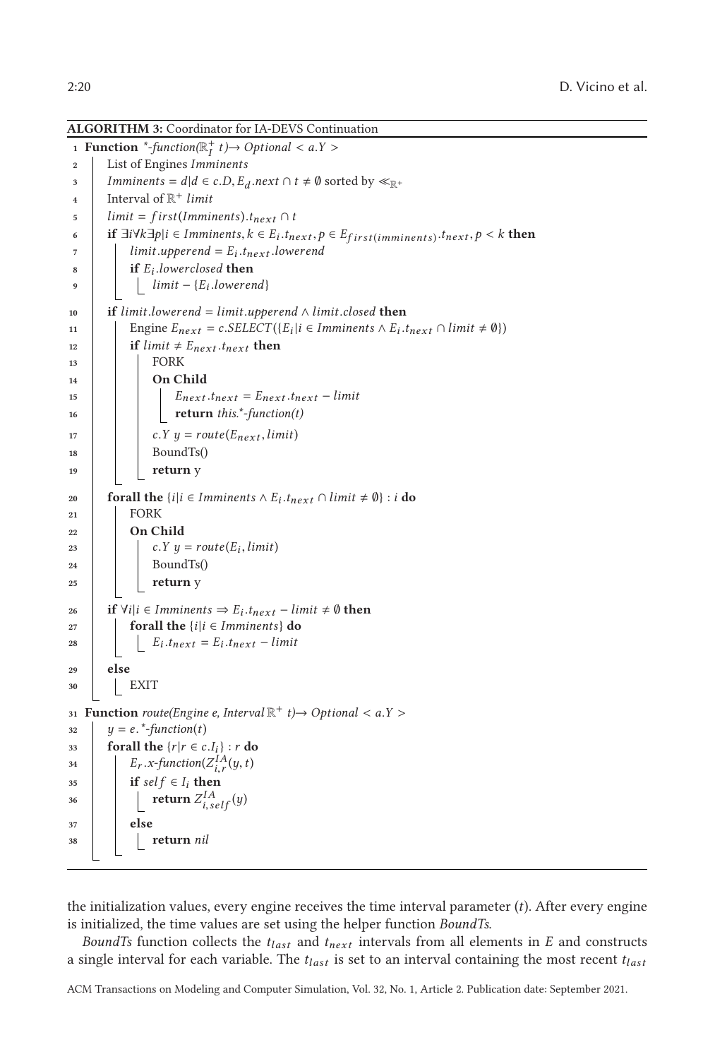**ALGORITHM 3:** Coordinator for IA-DEVS Continuation

```
 1  Function *-function(ℝ⁺_I t)→ Optional < a.Y >
 2      List of Engines Imminents
 3      Imminents = d|d ∈ c.D, E_d.next ∩ t ≠ ∅ sorted by ≪_ℝ⁺
 4      Interval of ℝ⁺ limit
 5      limit = first(Imminents).t_next ∩ t
 6      if ∃i∀k∃p|i ∈ Imminents, k ∈ E_i.t_next, p ∈ E_first(imminents).t_next, p < k then
 7          limit.upperend = E_i.t_next.lowerend
 8          if E_i.lowerclosed then
 9              limit − {E_i.lowerend}
10      if limit.lowerend = limit.upperend ∧ limit.closed then
11          Engine E_next = c.SELECT({E_i|i ∈ Imminents ∧ E_i.t_next ∩ limit ≠ ∅})
12          if limit ≠ E_next.t_next then
13              FORK
14              On Child
15                  E_next.t_next = E_next.t_next − limit
16                  return this.*-function(t)
17              c.Y y = route(E_next, limit)
18              BoundTs()
19              return y
20      forall the {i|i ∈ Imminents ∧ E_i.t_next ∩ limit ≠ ∅} : i do
21          FORK
22          On Child
23              c.Y y = route(E_i, limit)
24              BoundTs()
25              return y
26      if ∀i|i ∈ Imminents ⇒ E_i.t_next − limit ≠ ∅ then
27          forall the {i|i ∈ Imminents} do
28              E_i.t_next = E_i.t_next − limit
29      else
30          EXIT
31  Function route(Engine e, Interval ℝ⁺ t)→ Optional < a.Y >
32      y = e.*-function(t)
33      forall the {r|r ∈ c.I_i} : r do
34          E_r.x-function(Z^IA_{i,r}(y, t)
35          if self ∈ I_i then
36              return Z^IA_{i,self}(y)
37          else
38              return nil
```

the initialization values, every engine receives the time interval parameter ($t$). After every engine is initialized, the time values are set using the helper function *BoundTs*.

*BoundTs* function collects the $t_{last}$ and $t_{next}$ intervals from all elements in $E$ and constructs a single interval for each variable. The $t_{last}$ is set to an interval containing the most recent $t_{last}$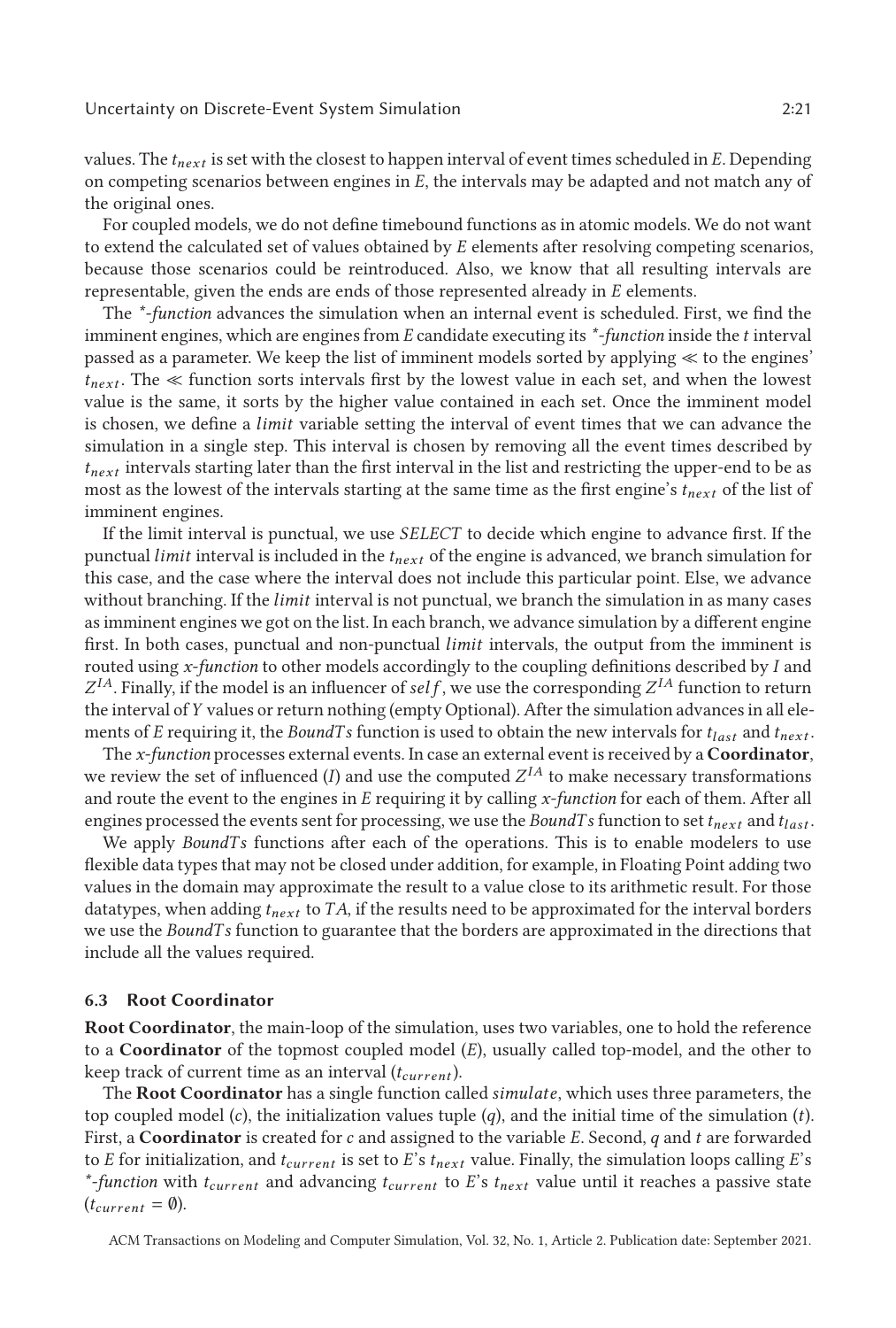values. The $t_{next}$ is set with the closest to happen interval of event times scheduled in $E$. Depending on competing scenarios between engines in $E$, the intervals may be adapted and not match any of the original ones.

For coupled models, we do not define timebound functions as in atomic models. We do not want to extend the calculated set of values obtained by $E$ elements after resolving competing scenarios, because those scenarios could be reintroduced. Also, we know that all resulting intervals are representable, given the ends are ends of those represented already in $E$ elements.

The *\*-function* advances the simulation when an internal event is scheduled. First, we find the imminent engines, which are engines from $E$ candidate executing its *\*-function* inside the $t$ interval passed as a parameter. We keep the list of imminent models sorted by applying $\ll$ to the engines' $t_{next}$. The $\ll$ function sorts intervals first by the lowest value in each set, and when the lowest value is the same, it sorts by the higher value contained in each set. Once the imminent model is chosen, we define a $limit$ variable setting the interval of event times that we can advance the simulation in a single step. This interval is chosen by removing all the event times described by $t_{next}$ intervals starting later than the first interval in the list and restricting the upper-end to be as most as the lowest of the intervals starting at the same time as the first engine's $t_{next}$ of the list of imminent engines.

If the limit interval is punctual, we use *SELECT* to decide which engine to advance first. If the punctual $limit$ interval is included in the $t_{next}$ of the engine is advanced, we branch simulation for this case, and the case where the interval does not include this particular point. Else, we advance without branching. If the $limit$ interval is not punctual, we branch the simulation in as many cases as imminent engines we got on the list. In each branch, we advance simulation by a different engine first. In both cases, punctual and non-punctual $limit$ intervals, the output from the imminent is routed using *x-function* to other models accordingly to the coupling definitions described by $I$ and $Z^{IA}$. Finally, if the model is an influencer of $self$, we use the corresponding $Z^{IA}$ function to return the interval of $Y$ values or return nothing (empty Optional). After the simulation advances in all elements of $E$ requiring it, the $BoundTs$ function is used to obtain the new intervals for $t_{last}$ and $t_{next}$.

The *x-function* processes external events. In case an external event is received by a **Coordinator**, we review the set of influenced ($I$) and use the computed $Z^{IA}$ to make necessary transformations and route the event to the engines in $E$ requiring it by calling *x-function* for each of them. After all engines processed the events sent for processing, we use the $BoundTs$ function to set $t_{next}$ and $t_{last}$.

We apply $BoundTs$ functions after each of the operations. This is to enable modelers to use flexible data types that may not be closed under addition, for example, in Floating Point adding two values in the domain may approximate the result to a value close to its arithmetic result. For those datatypes, when adding $t_{next}$ to $TA$, if the results need to be approximated for the interval borders we use the $BoundTs$ function to guarantee that the borders are approximated in the directions that include all the values required.

### 6.3 Root Coordinator

**Root Coordinator**, the main-loop of the simulation, uses two variables, one to hold the reference to a **Coordinator** of the topmost coupled model ($E$), usually called top-model, and the other to keep track of current time as an interval ($t_{current}$).

The **Root Coordinator** has a single function called $simulate$, which uses three parameters, the top coupled model ($c$), the initialization values tuple ($q$), and the initial time of the simulation ($t$). First, a **Coordinator** is created for $c$ and assigned to the variable $E$. Second, $q$ and $t$ are forwarded to $E$ for initialization, and $t_{current}$ is set to $E$'s $t_{next}$ value. Finally, the simulation loops calling $E$'s *\*-function* with $t_{current}$ and advancing $t_{current}$ to $E$'s $t_{next}$ value until it reaches a passive state ($t_{current} = \emptyset$).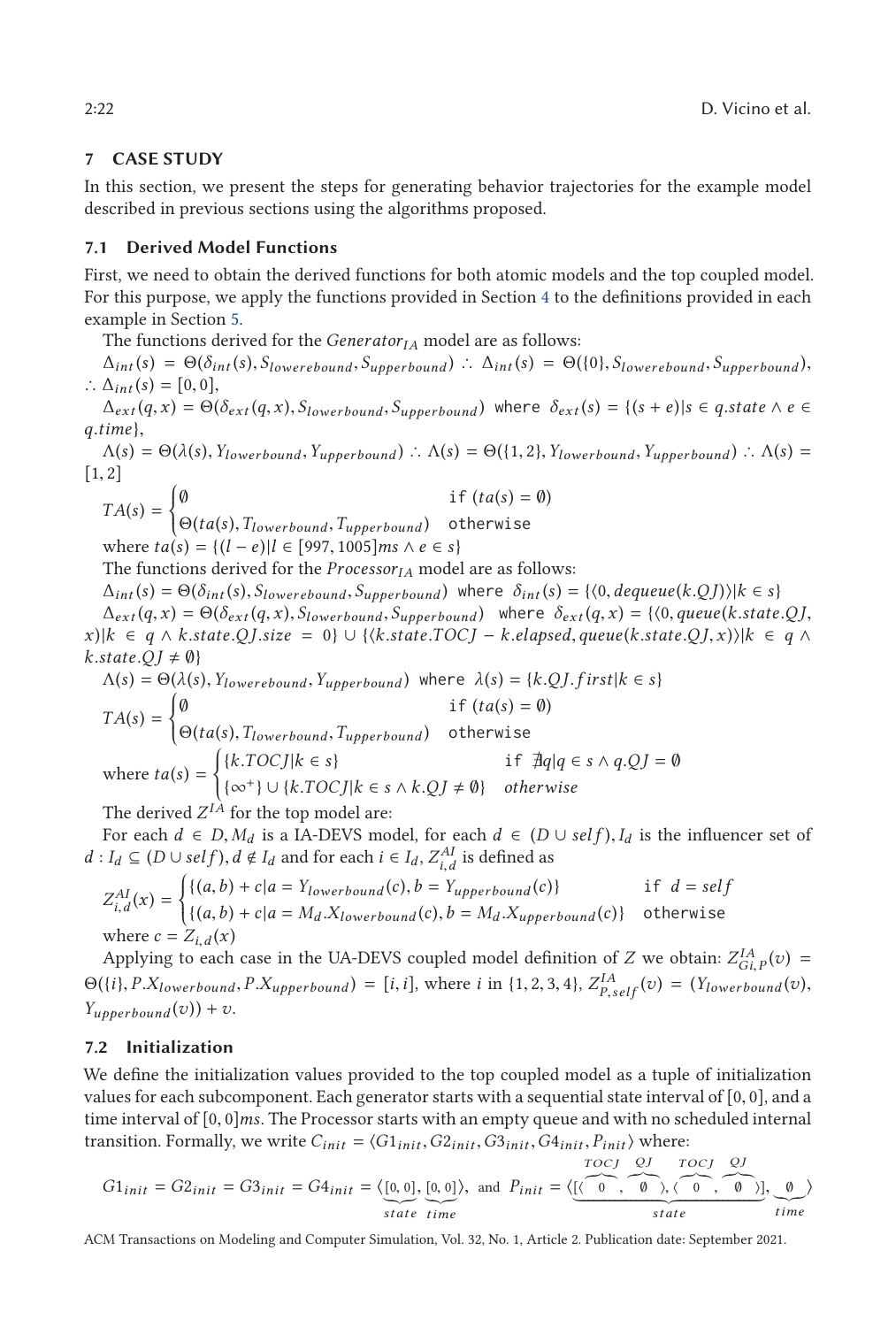## 7 CASE STUDY

In this section, we present the steps for generating behavior trajectories for the example model described in previous sections using the algorithms proposed.

### 7.1 Derived Model Functions

First, we need to obtain the derived functions for both atomic models and the top coupled model. For this purpose, we apply the functions provided in Section 4 to the definitions provided in each example in Section 5.

The functions derived for the $Generator_{IA}$ model are as follows:

$\Delta_{int}(s) = \Theta(\delta_{int}(s), S_{lowerebound}, S_{upperbound}) \therefore \Delta_{int}(s) = \Theta(\{0\}, S_{lowerebound}, S_{upperbound})$, $\therefore \Delta_{int}(s) = [0, 0]$,

$\Delta_{ext}(q, x) = \Theta(\delta_{ext}(q, x), S_{lowerbound}, S_{upperbound})$ where $\delta_{ext}(s) = \{(s + e) | s \in q.state \wedge e \in q.time\}$,

$\Lambda(s) = \Theta(\lambda(s), Y_{lowerbound}, Y_{upperbound}) \therefore \Lambda(s) = \Theta(\{1, 2\}, Y_{lowerbound}, Y_{upperbound}) \therefore \Lambda(s) = [1, 2]$

$$TA(s) = \begin{cases} \emptyset & \texttt{if } (ta(s) = \emptyset) \\ \Theta(ta(s), T_{lowerbound}, T_{upperbound}) & \texttt{otherwise} \end{cases}$$

where $ta(s) = \{(l - e) | l \in [997, 1005]ms \wedge e \in s\}$

The functions derived for the $Processor_{IA}$ model are as follows:

$\Delta_{int}(s) = \Theta(\delta_{int}(s), S_{lowerebound}, S_{upperbound})$ where $\delta_{int}(s) = \{\langle 0, dequeue(k.QJ) \rangle | k \in s\}$

$\Delta_{ext}(q, x) = \Theta(\delta_{ext}(q, x), S_{lowerbound}, S_{upperbound})$ where $\delta_{ext}(q, x) = \{\langle 0, queue(k.state.QJ, x) \rangle | k \in q \wedge k.state.QJ.size = 0\} \cup \{\langle k.state.TOCJ - k.elapsed, queue(k.state.QJ, x) \rangle | k \in q \wedge k.state.QJ \neq \emptyset\}$

$\Lambda(s) = \Theta(\lambda(s), Y_{lowerebound}, Y_{upperbound})$ where $\lambda(s) = \{k.QJ.first | k \in s\}$

$$TA(s) = \begin{cases} \emptyset & \texttt{if } (ta(s) = \emptyset) \\ \Theta(ta(s), T_{lowerbound}, T_{upperbound}) & \texttt{otherwise} \end{cases}$$

$$\text{where } ta(s) = \begin{cases} \{k.TOCJ | k \in s\} & \texttt{if } \nexists q | q \in s \wedge q.QJ = \emptyset \\ \{\infty^+\} \cup \{k.TOCJ | k \in s \wedge k.QJ \neq \emptyset\} & otherwise \end{cases}$$

The derived $Z^{IA}$ for the top model are:

For each $d \in D, M_d$ is a IA-DEVS model, for each $d \in (D \cup self), I_d$ is the influencer set of $d : I_d \subseteq (D \cup self), d \notin I_d$ and for each $i \in I_d$, $Z^{AI}_{i,d}$ is defined as

$$Z^{AI}_{i,d}(x) = \begin{cases} \{(a, b) + c | a = Y_{lowerbound}(c), b = Y_{upperbound}(c)\} & \texttt{if } d = self \\ \{(a, b) + c | a = M_d.X_{lowerbound}(c), b = M_d.X_{upperbound}(c)\} & \texttt{otherwise} \end{cases}$$

where $c = Z_{i,d}(x)$

Applying to each case in the UA-DEVS coupled model definition of $Z$ we obtain: $Z^{IA}_{Gi,P}(v) = \Theta(\{i\}, P.X_{lowerbound}, P.X_{upperbound}) = [i, i]$, where $i$ in $\{1, 2, 3, 4\}$, $Z^{IA}_{P,self}(v) = (Y_{lowerbound}(v), Y_{upperbound}(v)) + v$.

### 7.2 Initialization

We define the initialization values provided to the top coupled model as a tuple of initialization values for each subcomponent. Each generator starts with a sequential state interval of $[0, 0]$, and a time interval of $[0, 0]ms$. The Processor starts with an empty queue and with no scheduled internal transition. Formally, we write $C_{init} = \langle G1_{init}, G2_{init}, G3_{init}, G4_{init}, P_{init} \rangle$ where:

$$G1_{init} = G2_{init} = G3_{init} = G4_{init} = \langle \underbrace{[0, 0]}_{state}, \underbrace{[0, 0]}_{time} \rangle, \text{ and } P_{init} = \langle \underbrace{[\langle \overbrace{0}^{TOCJ}, \overbrace{\emptyset}^{QJ} \rangle, \langle \overbrace{0}^{TOCJ}, \overbrace{\emptyset}^{QJ} \rangle]}_{state}, \underbrace{\emptyset}_{time} \rangle$$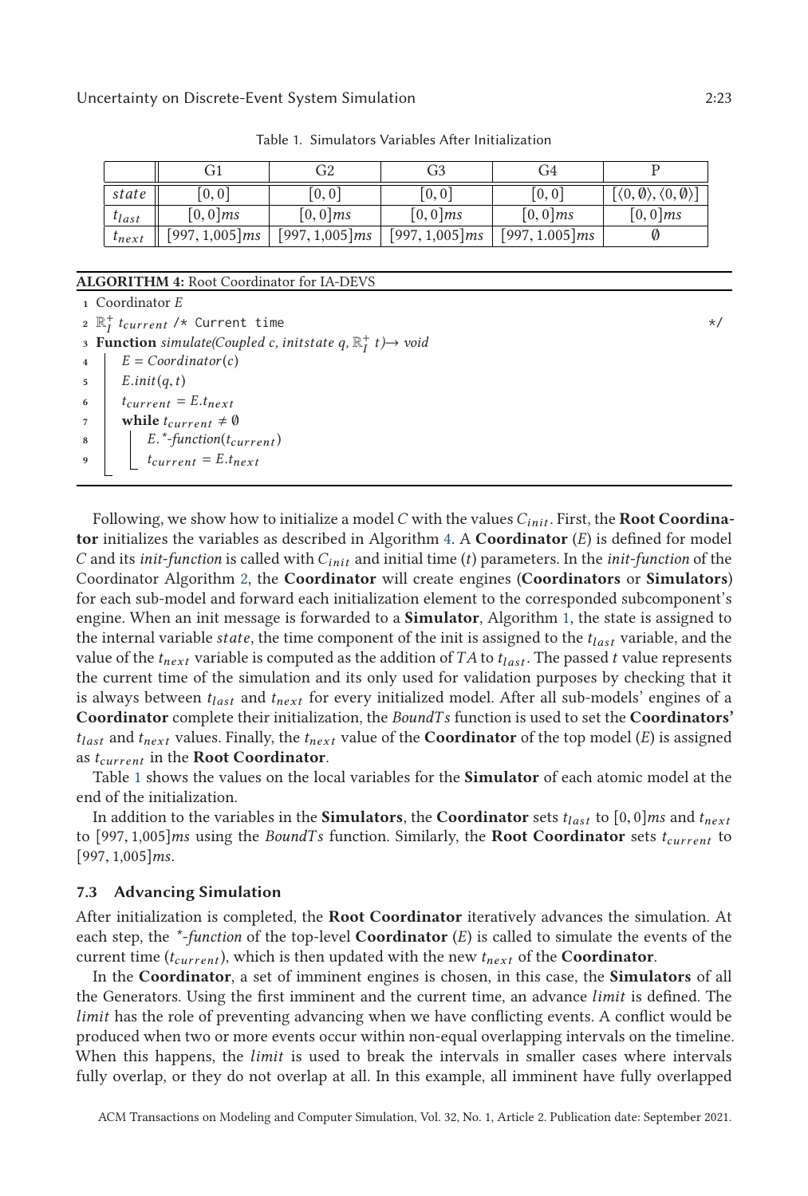Table 1. Simulators Variables After Initialization

| | G1 | G2 | G3 | G4 | P |
|---|---|---|---|---|---|
| $state$ | $[0, 0]$ | $[0, 0]$ | $[0, 0]$ | $[0, 0]$ | $[\langle 0, \emptyset \rangle, \langle 0, \emptyset \rangle]$ |
| $t_{last}$ | $[0, 0]ms$ | $[0, 0]ms$ | $[0, 0]ms$ | $[0, 0]ms$ | $[0, 0]ms$ |
| $t_{next}$ | $[997, 1{,}005]ms$ | $[997, 1{,}005]ms$ | $[997, 1{,}005]ms$ | $[997, 1.005]ms$ | $\emptyset$ |

**ALGORITHM 4:** Root Coordinator for IA-DEVS

```
1 Coordinator E
2 ℝ_I^+ t_current /* Current time */
3 Function simulate(Coupled c, initstate q, ℝ_I^+ t)→ void
4     E = Coordinator(c)
5     E.init(q, t)
6     t_current = E.t_next
7     while t_current ≠ ∅
8         E.*-function(t_current)
9         t_current = E.t_next
```

Following, we show how to initialize a model $C$ with the values $C_{init}$. First, the **Root Coordinator** initializes the variables as described in Algorithm 4. A **Coordinator** ($E$) is defined for model $C$ and its *init-function* is called with $C_{init}$ and initial time ($t$) parameters. In the *init-function* of the Coordinator Algorithm 2, the **Coordinator** will create engines (**Coordinators** or **Simulators**) for each sub-model and forward each initialization element to the corresponded subcomponent's engine. When an init message is forwarded to a **Simulator**, Algorithm 1, the state is assigned to the internal variable $state$, the time component of the init is assigned to the $t_{last}$ variable, and the value of the $t_{next}$ variable is computed as the addition of $TA$ to $t_{last}$. The passed $t$ value represents the current time of the simulation and its only used for validation purposes by checking that it is always between $t_{last}$ and $t_{next}$ for every initialized model. After all sub-models' engines of a **Coordinator** complete their initialization, the *BoundTs* function is used to set the **Coordinators'** $t_{last}$ and $t_{next}$ values. Finally, the $t_{next}$ value of the **Coordinator** of the top model ($E$) is assigned as $t_{current}$ in the **Root Coordinator**.

Table 1 shows the values on the local variables for the **Simulator** of each atomic model at the end of the initialization.

In addition to the variables in the **Simulators**, the **Coordinator** sets $t_{last}$ to $[0, 0]ms$ and $t_{next}$ to $[997, 1{,}005]ms$ using the *BoundTs* function. Similarly, the **Root Coordinator** sets $t_{current}$ to $[997, 1{,}005]ms$.

### 7.3 Advancing Simulation

After initialization is completed, the **Root Coordinator** iteratively advances the simulation. At each step, the *\*-function* of the top-level **Coordinator** ($E$) is called to simulate the events of the current time ($t_{current}$), which is then updated with the new $t_{next}$ of the **Coordinator**.

In the **Coordinator**, a set of imminent engines is chosen, in this case, the **Simulators** of all the Generators. Using the first imminent and the current time, an advance *limit* is defined. The *limit* has the role of preventing advancing when we have conflicting events. A conflict would be produced when two or more events occur within non-equal overlapping intervals on the timeline. When this happens, the *limit* is used to break the intervals in smaller cases where intervals fully overlap, or they do not overlap at all. In this example, all imminent have fully overlapped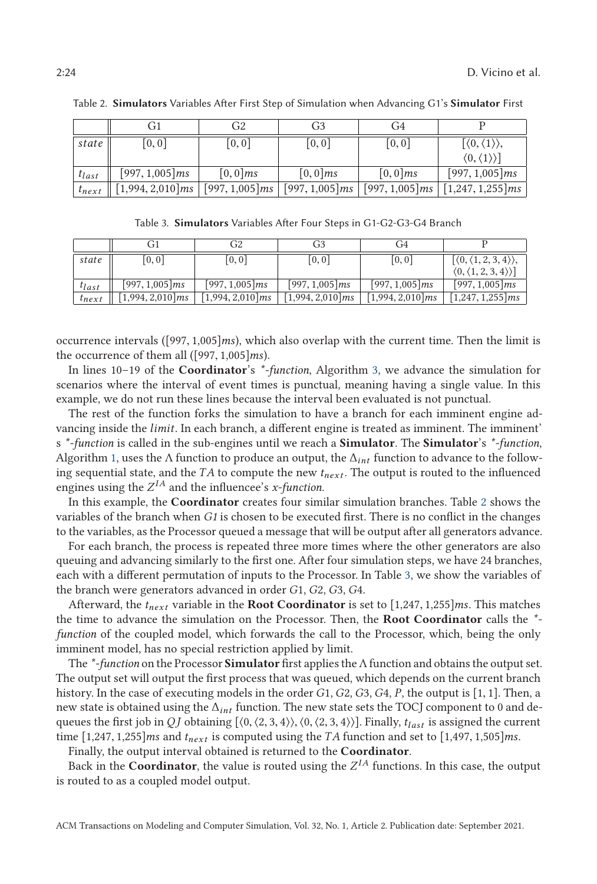Table 2. **Simulators** Variables After First Step of Simulation when Advancing G1's **Simulator** First

| | G1 | G2 | G3 | G4 | P |
|---|---|---|---|---|---|
| $state$ | $[0, 0]$ | $[0, 0]$ | $[0, 0]$ | $[0, 0]$ | $[\langle 0, \langle 1 \rangle \rangle, \langle 0, \langle 1 \rangle \rangle]$ |
| $t_{last}$ | $[997, 1{,}005]ms$ | $[0, 0]ms$ | $[0, 0]ms$ | $[0, 0]ms$ | $[997, 1{,}005]ms$ |
| $t_{next}$ | $[1{,}994, 2{,}010]ms$ | $[997, 1{,}005]ms$ | $[997, 1{,}005]ms$ | $[997, 1{,}005]ms$ | $[1{,}247, 1{,}255]ms$ |

Table 3. **Simulators** Variables After Four Steps in G1-G2-G3-G4 Branch

| | G1 | G2 | G3 | G4 | P |
|---|---|---|---|---|---|
| $state$ | $[0, 0]$ | $[0, 0]$ | $[0, 0]$ | $[0, 0]$ | $[\langle 0, \langle 1, 2, 3, 4 \rangle \rangle, \langle 0, \langle 1, 2, 3, 4 \rangle \rangle]$ |
| $t_{last}$ | $[997, 1{,}005]ms$ | $[997, 1{,}005]ms$ | $[997, 1{,}005]ms$ | $[997, 1{,}005]ms$ | $[997, 1{,}005]ms$ |
| $t_{next}$ | $[1{,}994, 2{,}010]ms$ | $[1{,}994, 2{,}010]ms$ | $[1{,}994, 2{,}010]ms$ | $[1{,}994, 2{,}010]ms$ | $[1{,}247, 1{,}255]ms$ |

occurrence intervals ($[997, 1{,}005]ms$), which also overlap with the current time. Then the limit is the occurrence of them all ($[997, 1{,}005]ms$).

In lines 10–19 of the **Coordinator**'s *\*-function*, Algorithm 3, we advance the simulation for scenarios where the interval of event times is punctual, meaning having a single value. In this example, we do not run these lines because the interval been evaluated is not punctual.

The rest of the function forks the simulation to have a branch for each imminent engine advancing inside the *limit*. In each branch, a different engine is treated as imminent. The imminent' s *\*-function* is called in the sub-engines until we reach a **Simulator**. The **Simulator**'s *\*-function*, Algorithm 1, uses the $\Lambda$ function to produce an output, the $\Delta_{int}$ function to advance to the following sequential state, and the $TA$ to compute the new $t_{next}$. The output is routed to the influenced engines using the $Z^{IA}$ and the influencee's *x-function*.

In this example, the **Coordinator** creates four similar simulation branches. Table 2 shows the variables of the branch when *G1* is chosen to be executed first. There is no conflict in the changes to the variables, as the Processor queued a message that will be output after all generators advance.

For each branch, the process is repeated three more times where the other generators are also queuing and advancing similarly to the first one. After four simulation steps, we have 24 branches, each with a different permutation of inputs to the Processor. In Table 3, we show the variables of the branch were generators advanced in order $G1$, $G2$, $G3$, $G4$.

Afterward, the $t_{next}$ variable in the **Root Coordinator** is set to $[1{,}247, 1{,}255]ms$. This matches the time to advance the simulation on the Processor. Then, the **Root Coordinator** calls the *\*-function* of the coupled model, which forwards the call to the Processor, which, being the only imminent model, has no special restriction applied by limit.

The *\*-function* on the Processor **Simulator** first applies the $\Lambda$ function and obtains the output set. The output set will output the first process that was queued, which depends on the current branch history. In the case of executing models in the order $G1$, $G2$, $G3$, $G4$, $P$, the output is $[1, 1]$. Then, a new state is obtained using the $\Delta_{int}$ function. The new state sets the TOCJ component to 0 and dequeues the first job in $QJ$ obtaining $[\langle 0, \langle 2, 3, 4 \rangle \rangle, \langle 0, \langle 2, 3, 4 \rangle \rangle]$. Finally, $t_{last}$ is assigned the current time $[1{,}247, 1{,}255]ms$ and $t_{next}$ is computed using the $TA$ function and set to $[1{,}497, 1{,}505]ms$.

Finally, the output interval obtained is returned to the **Coordinator**.

Back in the **Coordinator**, the value is routed using the $Z^{IA}$ functions. In this case, the output is routed to as a coupled model output.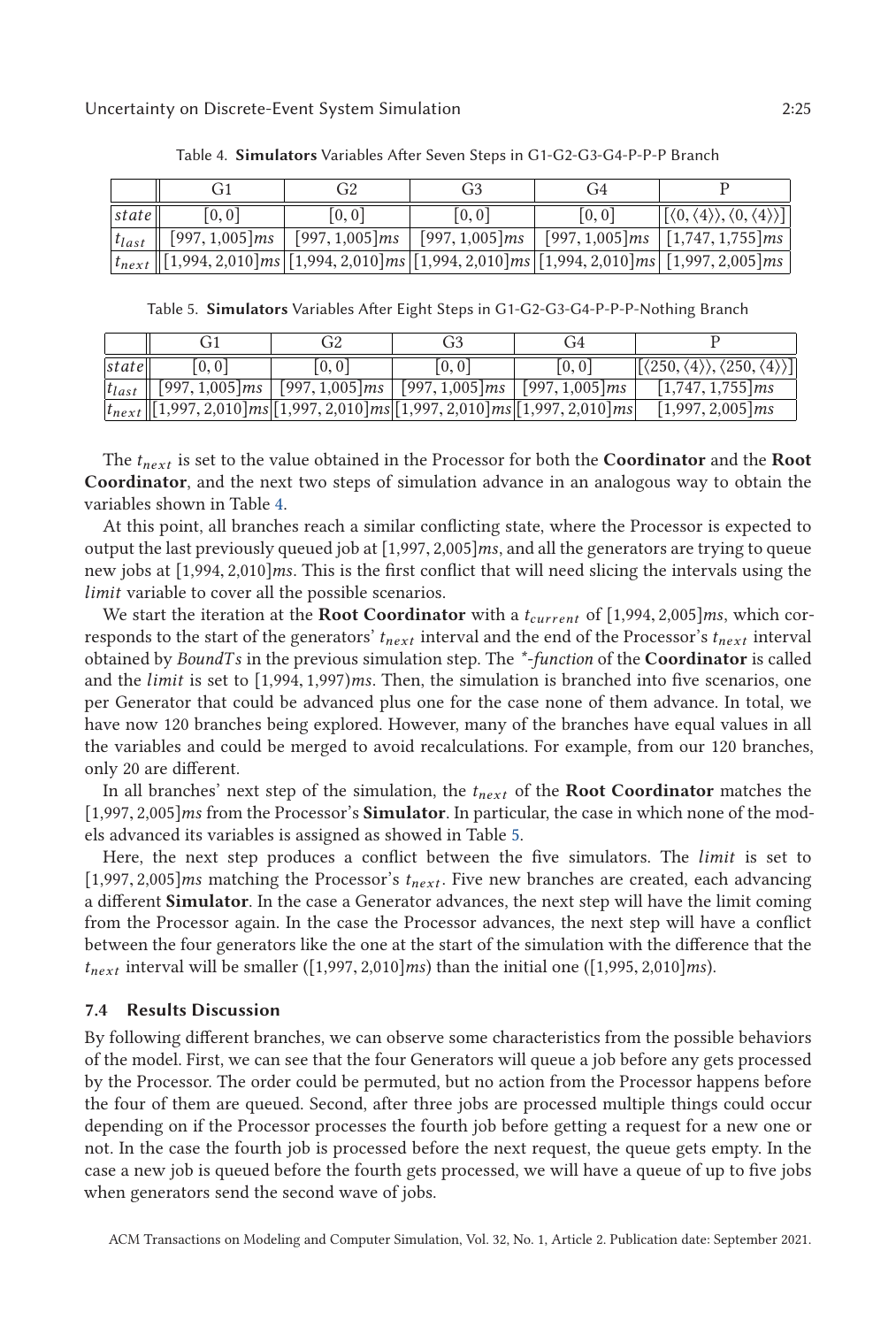Table 4. **Simulators** Variables After Seven Steps in G1-G2-G3-G4-P-P-P Branch

| | G1 | G2 | G3 | G4 | P |
|---|---|---|---|---|---|
| *state* | [0, 0] | [0, 0] | [0, 0] | [0, 0] | $[\langle 0, \langle 4\rangle\rangle, \langle 0, \langle 4\rangle\rangle]$ |
| $t_{last}$ | $[997, 1{,}005]ms$ | $[997, 1{,}005]ms$ | $[997, 1{,}005]ms$ | $[997, 1{,}005]ms$ | $[1{,}747, 1{,}755]ms$ |
| $t_{next}$ | $[1{,}994, 2{,}010]ms$ | $[1{,}994, 2{,}010]ms$ | $[1{,}994, 2{,}010]ms$ | $[1{,}994, 2{,}010]ms$ | $[1{,}997, 2{,}005]ms$ |

Table 5. **Simulators** Variables After Eight Steps in G1-G2-G3-G4-P-P-P-Nothing Branch

| | G1 | G2 | G3 | G4 | P |
|---|---|---|---|---|---|
| *state* | [0, 0] | [0, 0] | [0, 0] | [0, 0] | $[\langle 250, \langle 4\rangle\rangle, \langle 250, \langle 4\rangle\rangle]$ |
| $t_{last}$ | $[997, 1{,}005]ms$ | $[997, 1{,}005]ms$ | $[997, 1{,}005]ms$ | $[997, 1{,}005]ms$ | $[1{,}747, 1{,}755]ms$ |
| $t_{next}$ | $[1{,}997, 2{,}010]ms$ | $[1{,}997, 2{,}010]ms$ | $[1{,}997, 2{,}010]ms$ | $[1{,}997, 2{,}010]ms$ | $[1{,}997, 2{,}005]ms$ |

The $t_{next}$ is set to the value obtained in the Processor for both the **Coordinator** and the **Root Coordinator**, and the next two steps of simulation advance in an analogous way to obtain the variables shown in Table 4.

At this point, all branches reach a similar conflicting state, where the Processor is expected to output the last previously queued job at $[1{,}997, 2{,}005]ms$, and all the generators are trying to queue new jobs at $[1{,}994, 2{,}010]ms$. This is the first conflict that will need slicing the intervals using the *limit* variable to cover all the possible scenarios.

We start the iteration at the **Root Coordinator** with a $t_{current}$ of $[1{,}994, 2{,}005]ms$, which corresponds to the start of the generators' $t_{next}$ interval and the end of the Processor's $t_{next}$ interval obtained by *BoundTs* in the previous simulation step. The *\*-function* of the **Coordinator** is called and the *limit* is set to $[1{,}994, 1{,}997)ms$. Then, the simulation is branched into five scenarios, one per Generator that could be advanced plus one for the case none of them advance. In total, we have now 120 branches being explored. However, many of the branches have equal values in all the variables and could be merged to avoid recalculations. For example, from our 120 branches, only 20 are different.

In all branches' next step of the simulation, the $t_{next}$ of the **Root Coordinator** matches the $[1{,}997, 2{,}005]ms$ from the Processor's **Simulator**. In particular, the case in which none of the models advanced its variables is assigned as showed in Table 5.

Here, the next step produces a conflict between the five simulators. The *limit* is set to $[1{,}997, 2{,}005]ms$ matching the Processor's $t_{next}$. Five new branches are created, each advancing a different **Simulator**. In the case a Generator advances, the next step will have the limit coming from the Processor again. In the case the Processor advances, the next step will have a conflict between the four generators like the one at the start of the simulation with the difference that the $t_{next}$ interval will be smaller ($[1{,}997, 2{,}010]ms$) than the initial one ($[1{,}995, 2{,}010]ms$).

### 7.4 Results Discussion

By following different branches, we can observe some characteristics from the possible behaviors of the model. First, we can see that the four Generators will queue a job before any gets processed by the Processor. The order could be permuted, but no action from the Processor happens before the four of them are queued. Second, after three jobs are processed multiple things could occur depending on if the Processor processes the fourth job before getting a request for a new one or not. In the case the fourth job is processed before the next request, the queue gets empty. In the case a new job is queued before the fourth gets processed, we will have a queue of up to five jobs when generators send the second wave of jobs.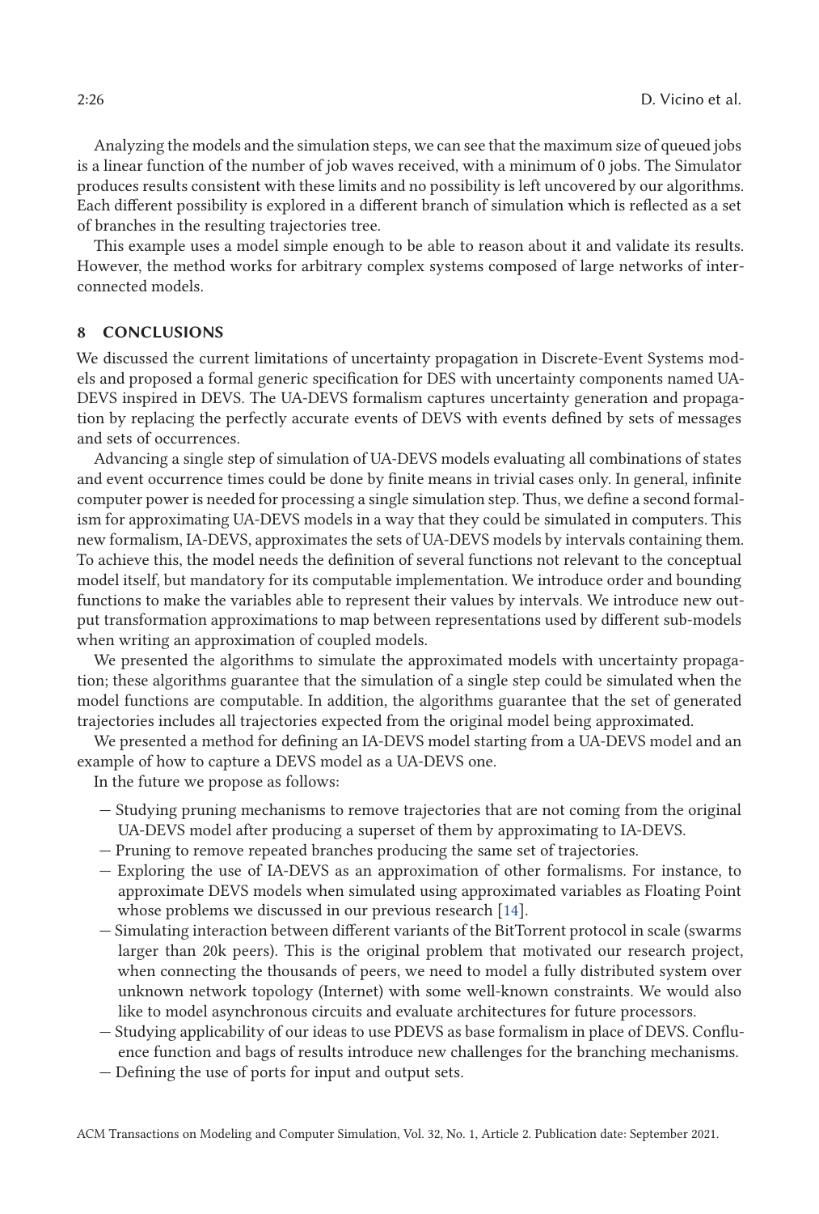Analyzing the models and the simulation steps, we can see that the maximum size of queued jobs is a linear function of the number of job waves received, with a minimum of 0 jobs. The Simulator produces results consistent with these limits and no possibility is left uncovered by our algorithms. Each different possibility is explored in a different branch of simulation which is reflected as a set of branches in the resulting trajectories tree.

This example uses a model simple enough to be able to reason about it and validate its results. However, the method works for arbitrary complex systems composed of large networks of interconnected models.

## 8 CONCLUSIONS

We discussed the current limitations of uncertainty propagation in Discrete-Event Systems models and proposed a formal generic specification for DES with uncertainty components named UA-DEVS inspired in DEVS. The UA-DEVS formalism captures uncertainty generation and propagation by replacing the perfectly accurate events of DEVS with events defined by sets of messages and sets of occurrences.

Advancing a single step of simulation of UA-DEVS models evaluating all combinations of states and event occurrence times could be done by finite means in trivial cases only. In general, infinite computer power is needed for processing a single simulation step. Thus, we define a second formalism for approximating UA-DEVS models in a way that they could be simulated in computers. This new formalism, IA-DEVS, approximates the sets of UA-DEVS models by intervals containing them. To achieve this, the model needs the definition of several functions not relevant to the conceptual model itself, but mandatory for its computable implementation. We introduce order and bounding functions to make the variables able to represent their values by intervals. We introduce new output transformation approximations to map between representations used by different sub-models when writing an approximation of coupled models.

We presented the algorithms to simulate the approximated models with uncertainty propagation; these algorithms guarantee that the simulation of a single step could be simulated when the model functions are computable. In addition, the algorithms guarantee that the set of generated trajectories includes all trajectories expected from the original model being approximated.

We presented a method for defining an IA-DEVS model starting from a UA-DEVS model and an example of how to capture a DEVS model as a UA-DEVS one.

In the future we propose as follows:

- Studying pruning mechanisms to remove trajectories that are not coming from the original UA-DEVS model after producing a superset of them by approximating to IA-DEVS.
- Pruning to remove repeated branches producing the same set of trajectories.
- Exploring the use of IA-DEVS as an approximation of other formalisms. For instance, to approximate DEVS models when simulated using approximated variables as Floating Point whose problems we discussed in our previous research [14].
- Simulating interaction between different variants of the BitTorrent protocol in scale (swarms larger than 20k peers). This is the original problem that motivated our research project, when connecting the thousands of peers, we need to model a fully distributed system over unknown network topology (Internet) with some well-known constraints. We would also like to model asynchronous circuits and evaluate architectures for future processors.
- Studying applicability of our ideas to use PDEVS as base formalism in place of DEVS. Confluence function and bags of results introduce new challenges for the branching mechanisms.
- Defining the use of ports for input and output sets.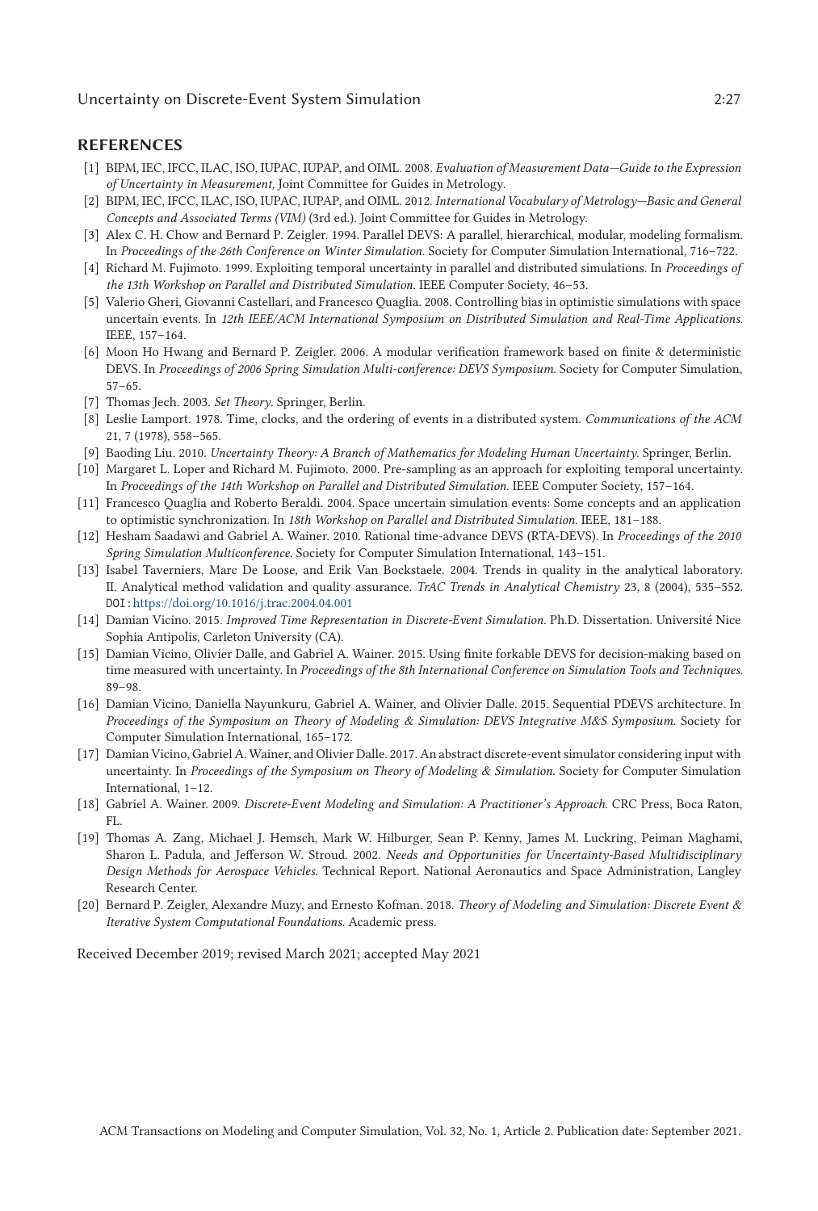## REFERENCES

[1] BIPM, IEC, IFCC, ILAC, ISO, IUPAC, IUPAP, and OIML. 2008. *Evaluation of Measurement Data—Guide to the Expression of Uncertainty in Measurement,* Joint Committee for Guides in Metrology.

[2] BIPM, IEC, IFCC, ILAC, ISO, IUPAC, IUPAP, and OIML. 2012. *International Vocabulary of Metrology—Basic and General Concepts and Associated Terms (VIM)* (3rd ed.). Joint Committee for Guides in Metrology.

[3] Alex C. H. Chow and Bernard P. Zeigler. 1994. Parallel DEVS: A parallel, hierarchical, modular, modeling formalism. In *Proceedings of the 26th Conference on Winter Simulation.* Society for Computer Simulation International, 716–722.

[4] Richard M. Fujimoto. 1999. Exploiting temporal uncertainty in parallel and distributed simulations. In *Proceedings of the 13th Workshop on Parallel and Distributed Simulation.* IEEE Computer Society, 46–53.

[5] Valerio Gheri, Giovanni Castellari, and Francesco Quaglia. 2008. Controlling bias in optimistic simulations with space uncertain events. In *12th IEEE/ACM International Symposium on Distributed Simulation and Real-Time Applications.* IEEE, 157–164.

[6] Moon Ho Hwang and Bernard P. Zeigler. 2006. A modular verification framework based on finite & deterministic DEVS. In *Proceedings of 2006 Spring Simulation Multi-conference: DEVS Symposium.* Society for Computer Simulation, 57–65.

[7] Thomas Jech. 2003. *Set Theory.* Springer, Berlin.

[8] Leslie Lamport. 1978. Time, clocks, and the ordering of events in a distributed system. *Communications of the ACM* 21, 7 (1978), 558–565.

[9] Baoding Liu. 2010. *Uncertainty Theory: A Branch of Mathematics for Modeling Human Uncertainty.* Springer, Berlin.

[10] Margaret L. Loper and Richard M. Fujimoto. 2000. Pre-sampling as an approach for exploiting temporal uncertainty. In *Proceedings of the 14th Workshop on Parallel and Distributed Simulation.* IEEE Computer Society, 157–164.

[11] Francesco Quaglia and Roberto Beraldi. 2004. Space uncertain simulation events: Some concepts and an application to optimistic synchronization. In *18th Workshop on Parallel and Distributed Simulation.* IEEE, 181–188.

[12] Hesham Saadawi and Gabriel A. Wainer. 2010. Rational time-advance DEVS (RTA-DEVS). In *Proceedings of the 2010 Spring Simulation Multiconference.* Society for Computer Simulation International, 143–151.

[13] Isabel Taverniers, Marc De Loose, and Erik Van Bockstaele. 2004. Trends in quality in the analytical laboratory. II. Analytical method validation and quality assurance. *TrAC Trends in Analytical Chemistry* 23, 8 (2004), 535–552. DOI: https://doi.org/10.1016/j.trac.2004.04.001

[14] Damian Vicino. 2015. *Improved Time Representation in Discrete-Event Simulation.* Ph.D. Dissertation. Université Nice Sophia Antipolis, Carleton University (CA).

[15] Damian Vicino, Olivier Dalle, and Gabriel A. Wainer. 2015. Using finite forkable DEVS for decision-making based on time measured with uncertainty. In *Proceedings of the 8th International Conference on Simulation Tools and Techniques.* 89–98.

[16] Damian Vicino, Daniella Nayunkuru, Gabriel A. Wainer, and Olivier Dalle. 2015. Sequential PDEVS architecture. In *Proceedings of the Symposium on Theory of Modeling & Simulation: DEVS Integrative M&S Symposium.* Society for Computer Simulation International, 165–172.

[17] Damian Vicino, Gabriel A. Wainer, and Olivier Dalle. 2017. An abstract discrete-event simulator considering input with uncertainty. In *Proceedings of the Symposium on Theory of Modeling & Simulation.* Society for Computer Simulation International, 1–12.

[18] Gabriel A. Wainer. 2009. *Discrete-Event Modeling and Simulation: A Practitioner's Approach.* CRC Press, Boca Raton, FL.

[19] Thomas A. Zang, Michael J. Hemsch, Mark W. Hilburger, Sean P. Kenny, James M. Luckring, Peiman Maghami, Sharon L. Padula, and Jefferson W. Stroud. 2002. *Needs and Opportunities for Uncertainty-Based Multidisciplinary Design Methods for Aerospace Vehicles.* Technical Report. National Aeronautics and Space Administration, Langley Research Center.

[20] Bernard P. Zeigler, Alexandre Muzy, and Ernesto Kofman. 2018. *Theory of Modeling and Simulation: Discrete Event & Iterative System Computational Foundations.* Academic press.

Received December 2019; revised March 2021; accepted May 2021